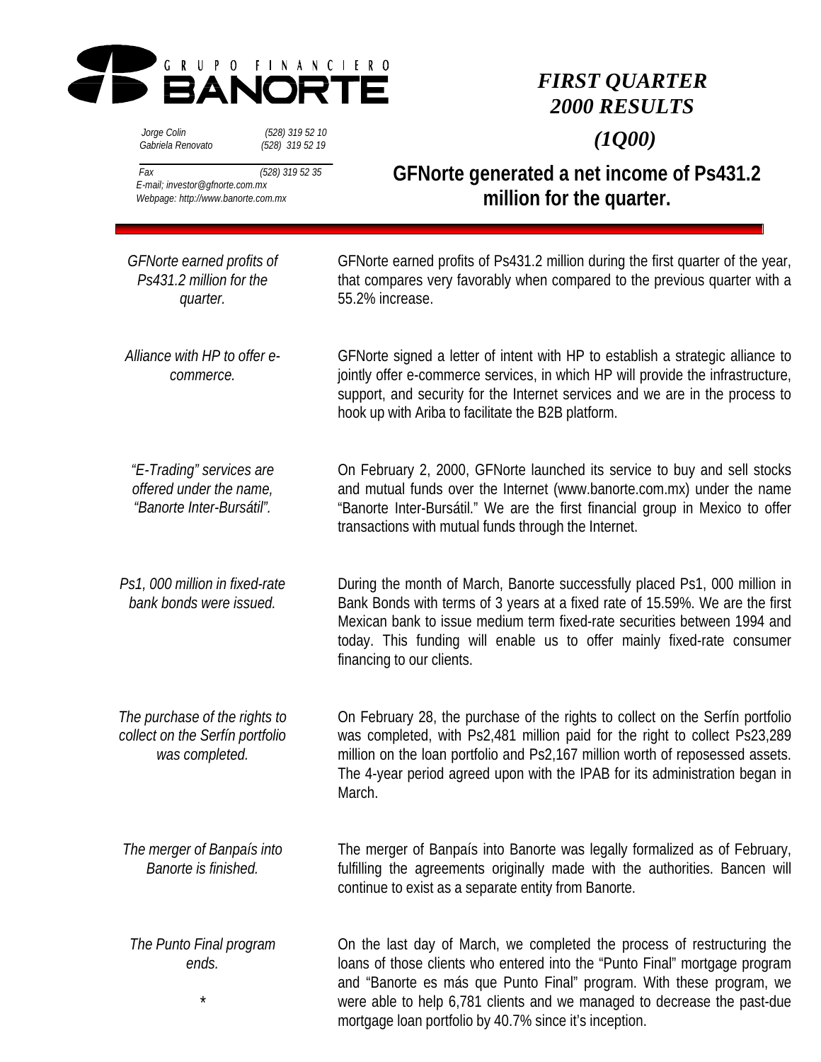GRUPO FINANCIERO BANORTE

*Jorge Colin (528) 319 52 10*
*Gabriela Renovato (528) 319 52 19*

*Fax (528) 319 52 35*
*E-mail; investor@gfnorte.com.mx*
*Webpage: http://www.banorte.com.mx*

# *FIRST QUARTER 2000 RESULTS*

## *(1Q00)*

## GFNorte generated a net income of Ps431.2 million for the quarter.

*GFNorte earned profits of Ps431.2 million for the quarter.*

GFNorte earned profits of Ps431.2 million during the first quarter of the year, that compares very favorably when compared to the previous quarter with a 55.2% increase.

*Alliance with HP to offer e-commerce.*

GFNorte signed a letter of intent with HP to establish a strategic alliance to jointly offer e-commerce services, in which HP will provide the infrastructure, support, and security for the Internet services and we are in the process to hook up with Ariba to facilitate the B2B platform.

*"E-Trading" services are offered under the name, "Banorte Inter-Bursátil".*

On February 2, 2000, GFNorte launched its service to buy and sell stocks and mutual funds over the Internet (www.banorte.com.mx) under the name "Banorte Inter-Bursátil." We are the first financial group in Mexico to offer transactions with mutual funds through the Internet.

*Ps1, 000 million in fixed-rate bank bonds were issued.*

During the month of March, Banorte successfully placed Ps1, 000 million in Bank Bonds with terms of 3 years at a fixed rate of 15.59%. We are the first Mexican bank to issue medium term fixed-rate securities between 1994 and today. This funding will enable us to offer mainly fixed-rate consumer financing to our clients.

*The purchase of the rights to collect on the Serfín portfolio was completed.*

On February 28, the purchase of the rights to collect on the Serfín portfolio was completed, with Ps2,481 million paid for the right to collect Ps23,289 million on the loan portfolio and Ps2,167 million worth of reposessed assets. The 4-year period agreed upon with the IPAB for its administration began in March.

*The merger of Banpaís into Banorte is finished.*

The merger of Banpaís into Banorte was legally formalized as of February, fulfilling the agreements originally made with the authorities. Bancen will continue to exist as a separate entity from Banorte.

*The Punto Final program ends.*

On the last day of March, we completed the process of restructuring the loans of those clients who entered into the "Punto Final" mortgage program and "Banorte es más que Punto Final" program. With these program, we were able to help 6,781 clients and we managed to decrease the past-due mortgage loan portfolio by 40.7% since it's inception.

*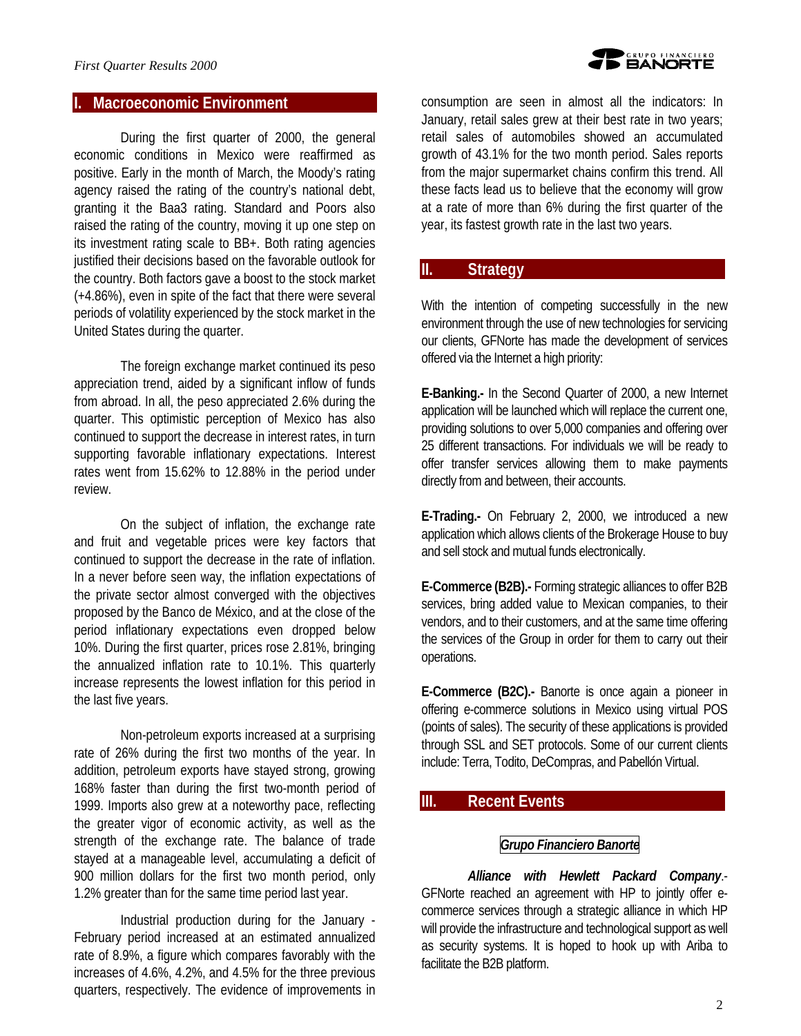## I. Macroeconomic Environment

During the first quarter of 2000, the general economic conditions in Mexico were reaffirmed as positive. Early in the month of March, the Moody's rating agency raised the rating of the country's national debt, granting it the Baa3 rating. Standard and Poors also raised the rating of the country, moving it up one step on its investment rating scale to BB+. Both rating agencies justified their decisions based on the favorable outlook for the country. Both factors gave a boost to the stock market (+4.86%), even in spite of the fact that there were several periods of volatility experienced by the stock market in the United States during the quarter.

The foreign exchange market continued its peso appreciation trend, aided by a significant inflow of funds from abroad. In all, the peso appreciated 2.6% during the quarter. This optimistic perception of Mexico has also continued to support the decrease in interest rates, in turn supporting favorable inflationary expectations. Interest rates went from 15.62% to 12.88% in the period under review.

On the subject of inflation, the exchange rate and fruit and vegetable prices were key factors that continued to support the decrease in the rate of inflation. In a never before seen way, the inflation expectations of the private sector almost converged with the objectives proposed by the Banco de México, and at the close of the period inflationary expectations even dropped below 10%. During the first quarter, prices rose 2.81%, bringing the annualized inflation rate to 10.1%. This quarterly increase represents the lowest inflation for this period in the last five years.

Non-petroleum exports increased at a surprising rate of 26% during the first two months of the year. In addition, petroleum exports have stayed strong, growing 168% faster than during the first two-month period of 1999. Imports also grew at a noteworthy pace, reflecting the greater vigor of economic activity, as well as the strength of the exchange rate. The balance of trade stayed at a manageable level, accumulating a deficit of 900 million dollars for the first two month period, only 1.2% greater than for the same time period last year.

Industrial production during for the January - February period increased at an estimated annualized rate of 8.9%, a figure which compares favorably with the increases of 4.6%, 4.2%, and 4.5% for the three previous quarters, respectively. The evidence of improvements in consumption are seen in almost all the indicators: In January, retail sales grew at their best rate in two years; retail sales of automobiles showed an accumulated growth of 43.1% for the two month period. Sales reports from the major supermarket chains confirm this trend. All these facts lead us to believe that the economy will grow at a rate of more than 6% during the first quarter of the year, its fastest growth rate in the last two years.

## II. Strategy

With the intention of competing successfully in the new environment through the use of new technologies for servicing our clients, GFNorte has made the development of services offered via the Internet a high priority:

**E-Banking.-** In the Second Quarter of 2000, a new Internet application will be launched which will replace the current one, providing solutions to over 5,000 companies and offering over 25 different transactions. For individuals we will be ready to offer transfer services allowing them to make payments directly from and between, their accounts.

**E-Trading.-** On February 2, 2000, we introduced a new application which allows clients of the Brokerage House to buy and sell stock and mutual funds electronically.

**E-Commerce (B2B).-** Forming strategic alliances to offer B2B services, bring added value to Mexican companies, to their vendors, and to their customers, and at the same time offering the services of the Group in order for them to carry out their operations.

**E-Commerce (B2C).-** Banorte is once again a pioneer in offering e-commerce solutions in Mexico using virtual POS (points of sales). The security of these applications is provided through SSL and SET protocols. Some of our current clients include: Terra, Todito, DeCompras, and Pabellón Virtual.

## III. Recent Events

### *Grupo Financiero Banorte*

***Alliance with Hewlett Packard Company*.-** GFNorte reached an agreement with HP to jointly offer e-commerce services through a strategic alliance in which HP will provide the infrastructure and technological support as well as security systems. It is hoped to hook up with Ariba to facilitate the B2B platform.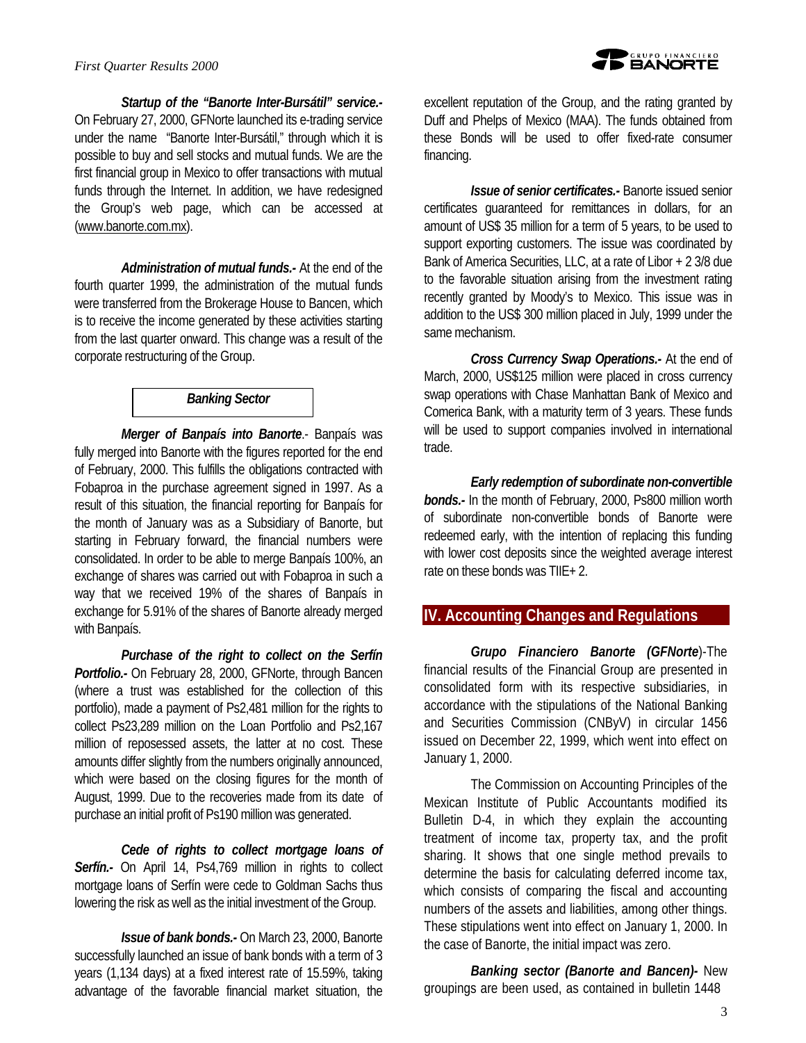***Startup of the "Banorte Inter-Bursátil" service.-*** On February 27, 2000, GFNorte launched its e-trading service under the name "Banorte Inter-Bursátil," through which it is possible to buy and sell stocks and mutual funds. We are the first financial group in Mexico to offer transactions with mutual funds through the Internet. In addition, we have redesigned the Group's web page, which can be accessed at (www.banorte.com.mx).

***Administration of mutual funds.-*** At the end of the fourth quarter 1999, the administration of the mutual funds were transferred from the Brokerage House to Bancen, which is to receive the income generated by these activities starting from the last quarter onward. This change was a result of the corporate restructuring of the Group.

### *Banking Sector*

***Merger of Banpaís into Banorte***.- Banpaís was fully merged into Banorte with the figures reported for the end of February, 2000. This fulfills the obligations contracted with Fobaproa in the purchase agreement signed in 1997. As a result of this situation, the financial reporting for Banpaís for the month of January was as a Subsidiary of Banorte, but starting in February forward, the financial numbers were consolidated. In order to be able to merge Banpaís 100%, an exchange of shares was carried out with Fobaproa in such a way that we received 19% of the shares of Banpaís in exchange for 5.91% of the shares of Banorte already merged with Banpaís.

***Purchase of the right to collect on the Serfín Portfolio.-*** On February 28, 2000, GFNorte, through Bancen (where a trust was established for the collection of this portfolio), made a payment of Ps2,481 million for the rights to collect Ps23,289 million on the Loan Portfolio and Ps2,167 million of repossessed assets, the latter at no cost. These amounts differ slightly from the numbers originally announced, which were based on the closing figures for the month of August, 1999. Due to the recoveries made from its date of purchase an initial profit of Ps190 million was generated.

***Cede of rights to collect mortgage loans of Serfín.-*** On April 14, Ps4,769 million in rights to collect mortgage loans of Serfín were cede to Goldman Sachs thus lowering the risk as well as the initial investment of the Group.

***Issue of bank bonds.-*** On March 23, 2000, Banorte successfully launched an issue of bank bonds with a term of 3 years (1,134 days) at a fixed interest rate of 15.59%, taking advantage of the favorable financial market situation, the excellent reputation of the Group, and the rating granted by Duff and Phelps of Mexico (MAA). The funds obtained from these Bonds will be used to offer fixed-rate consumer financing.

***Issue of senior certificates.-*** Banorte issued senior certificates guaranteed for remittances in dollars, for an amount of US$ 35 million for a term of 5 years, to be used to support exporting customers. The issue was coordinated by Bank of America Securities, LLC, at a rate of Libor + 2 3/8 due to the favorable situation arising from the investment rating recently granted by Moody's to Mexico. This issue was in addition to the US$ 300 million placed in July, 1999 under the same mechanism.

***Cross Currency Swap Operations.-*** At the end of March, 2000, US$125 million were placed in cross currency swap operations with Chase Manhattan Bank of Mexico and Comerica Bank, with a maturity term of 3 years. These funds will be used to support companies involved in international trade.

***Early redemption of subordinate non-convertible bonds.-*** In the month of February, 2000, Ps800 million worth of subordinate non-convertible bonds of Banorte were redeemed early, with the intention of replacing this funding with lower cost deposits since the weighted average interest rate on these bonds was TIIE+ 2.

## IV. Accounting Changes and Regulations

***Grupo Financiero Banorte (GFNorte***)-The financial results of the Financial Group are presented in consolidated form with its respective subsidiaries, in accordance with the stipulations of the National Banking and Securities Commission (CNByV) in circular 1456 issued on December 22, 1999, which went into effect on January 1, 2000.

The Commission on Accounting Principles of the Mexican Institute of Public Accountants modified its Bulletin D-4, in which they explain the accounting treatment of income tax, property tax, and the profit sharing. It shows that one single method prevails to determine the basis for calculating deferred income tax, which consists of comparing the fiscal and accounting numbers of the assets and liabilities, among other things. These stipulations went into effect on January 1, 2000. In the case of Banorte, the initial impact was zero.

***Banking sector (Banorte and Bancen)-*** New groupings are been used, as contained in bulletin 1448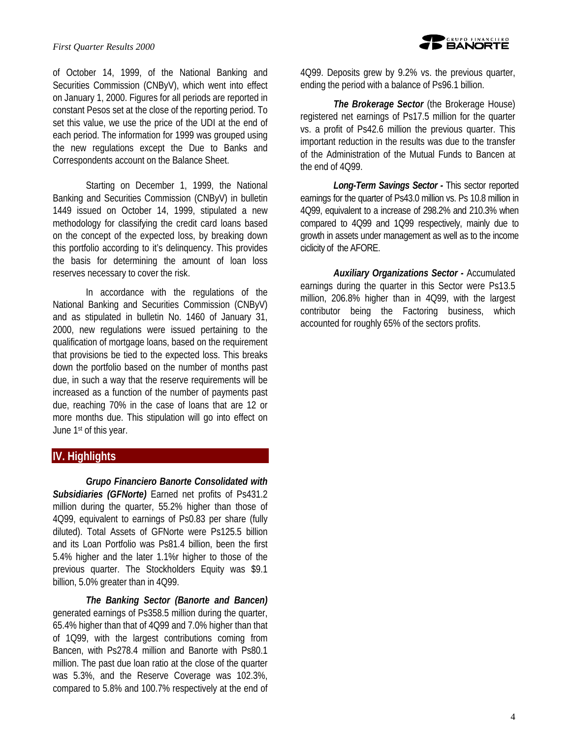of October 14, 1999, of the National Banking and Securities Commission (CNByV), which went into effect on January 1, 2000. Figures for all periods are reported in constant Pesos set at the close of the reporting period. To set this value, we use the price of the UDI at the end of each period. The information for 1999 was grouped using the new regulations except the Due to Banks and Correspondents account on the Balance Sheet.

Starting on December 1, 1999, the National Banking and Securities Commission (CNByV) in bulletin 1449 issued on October 14, 1999, stipulated a new methodology for classifying the credit card loans based on the concept of the expected loss, by breaking down this portfolio according to it's delinquency. This provides the basis for determining the amount of loan loss reserves necessary to cover the risk.

In accordance with the regulations of the National Banking and Securities Commission (CNByV) and as stipulated in bulletin No. 1460 of January 31, 2000, new regulations were issued pertaining to the qualification of mortgage loans, based on the requirement that provisions be tied to the expected loss. This breaks down the portfolio based on the number of months past due, in such a way that the reserve requirements will be increased as a function of the number of payments past due, reaching 70% in the case of loans that are 12 or more months due. This stipulation will go into effect on June 1st of this year.

## IV. Highlights

***Grupo Financiero Banorte Consolidated with Subsidiaries (GFNorte)*** Earned net profits of Ps431.2 million during the quarter, 55.2% higher than those of 4Q99, equivalent to earnings of Ps0.83 per share (fully diluted). Total Assets of GFNorte were Ps125.5 billion and its Loan Portfolio was Ps81.4 billion, been the first 5.4% higher and the later 1.1%r higher to those of the previous quarter. The Stockholders Equity was $9.1 billion, 5.0% greater than in 4Q99.

***The Banking Sector (Banorte and Bancen)*** generated earnings of Ps358.5 million during the quarter, 65.4% higher than that of 4Q99 and 7.0% higher than that of 1Q99, with the largest contributions coming from Bancen, with Ps278.4 million and Banorte with Ps80.1 million. The past due loan ratio at the close of the quarter was 5.3%, and the Reserve Coverage was 102.3%, compared to 5.8% and 100.7% respectively at the end of 4Q99. Deposits grew by 9.2% vs. the previous quarter, ending the period with a balance of Ps96.1 billion.

***The Brokerage Sector*** (the Brokerage House) registered net earnings of Ps17.5 million for the quarter vs. a profit of Ps42.6 million the previous quarter. This important reduction in the results was due to the transfer of the Administration of the Mutual Funds to Bancen at the end of 4Q99.

***Long-Term Savings Sector -*** This sector reported earnings for the quarter of Ps43.0 million vs. Ps 10.8 million in 4Q99, equivalent to a increase of 298.2% and 210.3% when compared to 4Q99 and 1Q99 respectively, mainly due to growth in assets under management as well as to the income ciclicity of the AFORE.

***Auxiliary Organizations Sector -*** Accumulated earnings during the quarter in this Sector were Ps13.5 million, 206.8% higher than in 4Q99, with the largest contributor being the Factoring business, which accounted for roughly 65% of the sectors profits.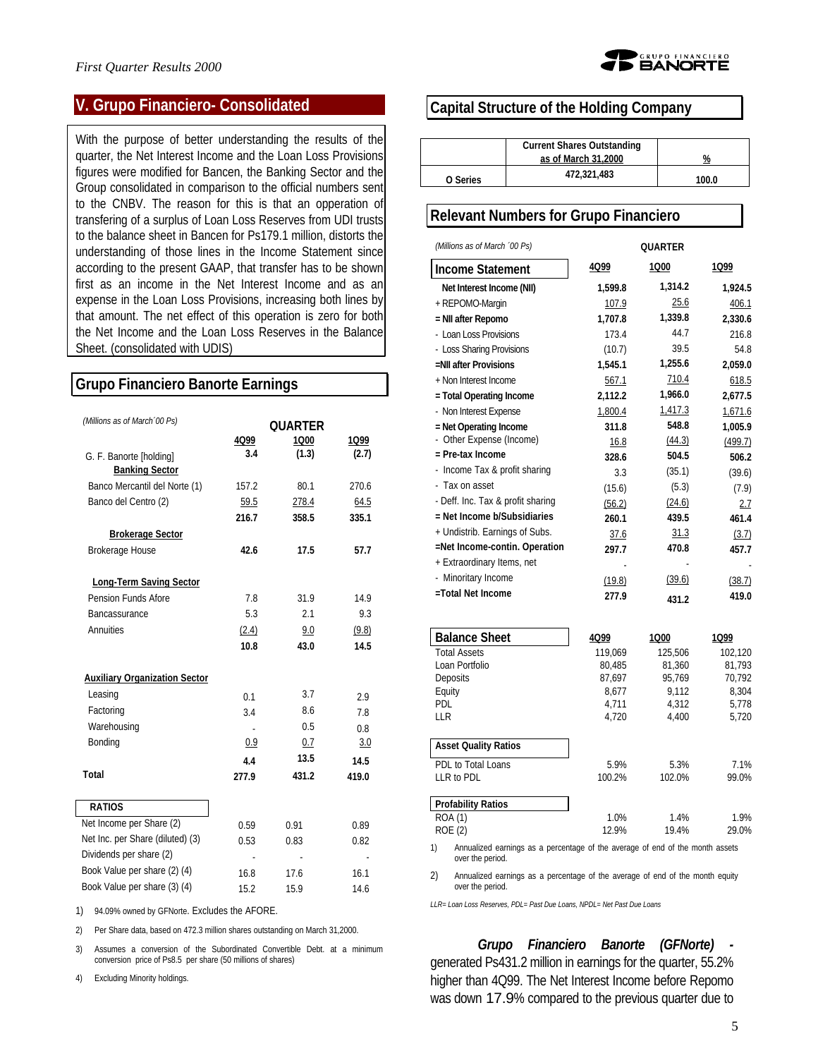## V. Grupo Financiero- Consolidated

With the purpose of better understanding the results of the quarter, the Net Interest Income and the Loan Loss Provisions figures were modified for Bancen, the Banking Sector and the Group consolidated in comparison to the official numbers sent to the CNBV. The reason for this is that an opperation of transfering of a surplus of Loan Loss Reserves from UDI trusts to the balance sheet in Bancen for Ps179.1 million, distorts the understanding of those lines in the Income Statement since according to the present GAAP, that transfer has to be shown first as an income in the Net Interest Income and as an expense in the Loan Loss Provisions, increasing both lines by that amount. The net effect of this operation is zero for both the Net Income and the Loan Loss Reserves in the Balance Sheet. (consolidated with UDIS)

## Grupo Financiero Banorte Earnings

| (Millions as of March´00 Ps) | QUARTER | | |
|---|---|---|---|
| | 4Q99 | 1Q00 | 1Q99 |
| G. F. Banorte [holding] | 3.4 | (1.3) | (2.7) |
| **Banking Sector** | | | |
| Banco Mercantil del Norte (1) | 157.2 | 80.1 | 270.6 |
| Banco del Centro (2) | 59.5 | 278.4 | 64.5 |
| | **216.7** | **358.5** | **335.1** |
| **Brokerage Sector** | | | |
| Brokerage House | **42.6** | **17.5** | **57.7** |
| **Long-Term Saving Sector** | | | |
| Pension Funds Afore | 7.8 | 31.9 | 14.9 |
| Bancassurance | 5.3 | 2.1 | 9.3 |
| Annuities | (2.4) | 9.0 | (9.8) |
| | **10.8** | **43.0** | **14.5** |
| **Auxiliary Organization Sector** | | | |
| Leasing | 0.1 | 3.7 | 2.9 |
| Factoring | 3.4 | 8.6 | 7.8 |
| Warehousing | - | 0.5 | 0.8 |
| Bonding | 0.9 | 0.7 | 3.0 |
| | **4.4** | **13.5** | **14.5** |
| **Total** | **277.9** | **431.2** | **419.0** |

| RATIOS | 4Q99 | 1Q00 | 1Q99 |
|---|---|---|---|
| Net Income per Share (2) | 0.59 | 0.91 | 0.89 |
| Net Inc. per Share (diluted) (3) | 0.53 | 0.83 | 0.82 |
| Dividends per share (2) | - | - | - |
| Book Value per share (2) (4) | 16.8 | 17.6 | 16.1 |
| Book Value per share (3) (4) | 15.2 | 15.9 | 14.6 |

1) 94.09% owned by GFNorte. Excludes the AFORE.

2) Per Share data, based on 472.3 million shares outstanding on March 31,2000.

3) Assumes a conversion of the Subordinated Convertible Debt. at a minimum conversion price of Ps8.5 per share (50 millions of shares)

4) Excluding Minority holdings.

## Capital Structure of the Holding Company

| | Current Shares Outstanding as of March 31,2000 | % |
|---|---|---|
| O Series | 472,321,483 | 100.0 |

## Relevant Numbers for Grupo Financiero

| (Millions as of March ´00 Ps) | QUARTER | | |
|---|---|---|---|
| **Income Statement** | 4Q99 | 1Q00 | 1Q99 |
| **Net Interest Income (NII)** | **1,599.8** | **1,314.2** | **1,924.5** |
| + REPOMO-Margin | 107.9 | 25.6 | 406.1 |
| **= NII after Repomo** | **1,707.8** | **1,339.8** | **2,330.6** |
| - Loan Loss Provisions | 173.4 | 44.7 | 216.8 |
| - Loss Sharing Provisions | (10.7) | 39.5 | 54.8 |
| **=NII after Provisions** | **1,545.1** | **1,255.6** | **2,059.0** |
| + Non Interest Income | 567.1 | 710.4 | 618.5 |
| **= Total Operating Income** | **2,112.2** | **1,966.0** | **2,677.5** |
| - Non Interest Expense | 1,800.4 | 1,417.3 | 1,671.6 |
| **= Net Operating Income** | **311.8** | **548.8** | **1,005.9** |
| - Other Expense (Income) | 16.8 | (44.3) | (499.7) |
| **= Pre-tax Income** | **328.6** | **504.5** | **506.2** |
| - Income Tax & profit sharing | 3.3 | (35.1) | (39.6) |
| - Tax on asset | (15.6) | (5.3) | (7.9) |
| - Deff. Inc. Tax & profit sharing | (56.2) | (24.6) | 2.7 |
| **= Net Income b/Subsidiaries** | **260.1** | **439.5** | **461.4** |
| + Undistrib. Earnings of Subs. | 37.6 | 31.3 | (3.7) |
| **=Net Income-contin. Operation** | **297.7** | **470.8** | **457.7** |
| + Extraordinary Items, net | - | - | - |
| - Minoritary Income | (19.8) | (39.6) | (38.7) |
| **=Total Net Income** | **277.9** | **431.2** | **419.0** |

| **Balance Sheet** | 4Q99 | 1Q00 | 1Q99 |
|---|---|---|---|
| Total Assets | 119,069 | 125,506 | 102,120 |
| Loan Portfolio | 80,485 | 81,360 | 81,793 |
| Deposits | 87,697 | 95,769 | 70,792 |
| Equity | 8,677 | 9,112 | 8,304 |
| PDL | 4,711 | 4,312 | 5,778 |
| LLR | 4,720 | 4,400 | 5,720 |
| **Asset Quality Ratios** | | | |
| PDL to Total Loans | 5.9% | 5.3% | 7.1% |
| LLR to PDL | 100.2% | 102.0% | 99.0% |
| **Profability Ratios** | | | |
| ROA (1) | 1.0% | 1.4% | 1.9% |
| ROE (2) | 12.9% | 19.4% | 29.0% |

1) Annualized earnings as a percentage of the average of end of the month assets over the period.

2) Annualized earnings as a percentage of the average of end of the month equity over the period.

*LLR= Loan Loss Reserves, PDL= Past Due Loans, NPDL= Net Past Due Loans*

***Grupo Financiero Banorte (GFNorte) -*** generated Ps431.2 million in earnings for the quarter, 55.2% higher than 4Q99. The Net Interest Income before Repomo was down 17.9% compared to the previous quarter due to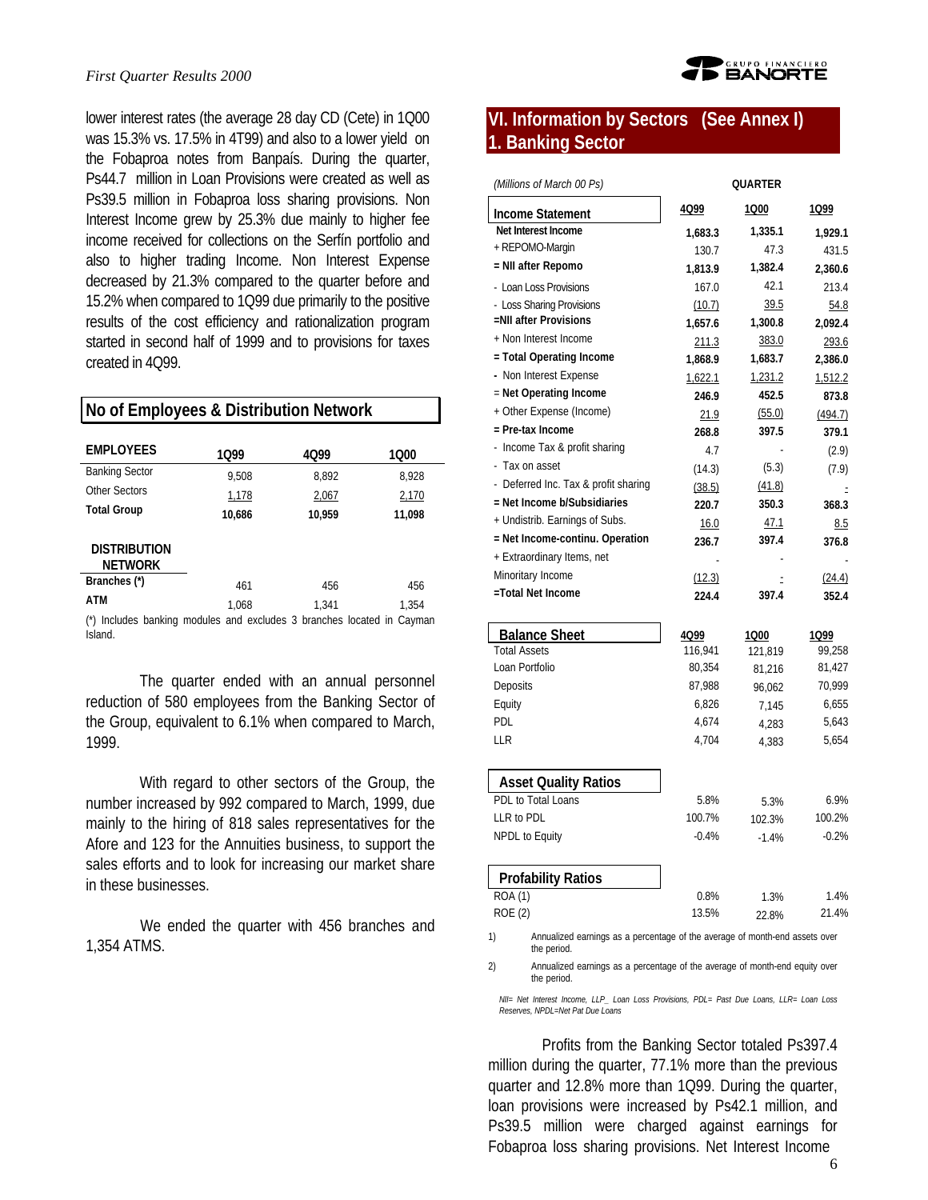lower interest rates (the average 28 day CD (Cete) in 1Q00 was 15.3% vs. 17.5% in 4T99) and also to a lower yield on the Fobaproa notes from Banpaís. During the quarter, Ps44.7 million in Loan Provisions were created as well as Ps39.5 million in Fobaproa loss sharing provisions. Non Interest Income grew by 25.3% due mainly to higher fee income received for collections on the Serfín portfolio and also to higher trading Income. Non Interest Expense decreased by 21.3% compared to the quarter before and 15.2% when compared to 1Q99 due primarily to the positive results of the cost efficiency and rationalization program started in second half of 1999 and to provisions for taxes created in 4Q99.

## No of Employees & Distribution Network

| EMPLOYEES | 1Q99 | 4Q99 | 1Q00 |
|---|---|---|---|
| Banking Sector | 9,508 | 8,892 | 8,928 |
| Other Sectors | 1,178 | 2,067 | 2,170 |
| **Total Group** | **10,686** | **10,959** | **11,098** |

| DISTRIBUTION NETWORK | 1Q99 | 4Q99 | 1Q00 |
|---|---|---|---|
| Branches (*) | 461 | 456 | 456 |
| ATM | 1,068 | 1,341 | 1,354 |

(*) Includes banking modules and excludes 3 branches located in Cayman Island.

The quarter ended with an annual personnel reduction of 580 employees from the Banking Sector of the Group, equivalent to 6.1% when compared to March, 1999.

With regard to other sectors of the Group, the number increased by 992 compared to March, 1999, due mainly to the hiring of 818 sales representatives for the Afore and 123 for the Annuities business, to support the sales efforts and to look for increasing our market share in these businesses.

We ended the quarter with 456 branches and 1,354 ATMS.

## VI. Information by Sectors (See Annex I)
## 1. Banking Sector

*(Millions of March 00 Ps)* — QUARTER

| Income Statement | 4Q99 | 1Q00 | 1Q99 |
|---|---|---|---|
| **Net Interest Income** | **1,683.3** | **1,335.1** | **1,929.1** |
| + REPOMO-Margin | 130.7 | 47.3 | 431.5 |
| **= NII after Repomo** | **1,813.9** | **1,382.4** | **2,360.6** |
| - Loan Loss Provisions | 167.0 | 42.1 | 213.4 |
| - Loss Sharing Provisions | (10.7) | 39.5 | 54.8 |
| **=NII after Provisions** | **1,657.6** | **1,300.8** | **2,092.4** |
| + Non Interest Income | 211.3 | 383.0 | 293.6 |
| **= Total Operating Income** | **1,868.9** | **1,683.7** | **2,386.0** |
| - Non Interest Expense | 1,622.1 | 1,231.2 | 1,512.2 |
| = **Net Operating Income** | **246.9** | **452.5** | **873.8** |
| + Other Expense (Income) | 21.9 | (55.0) | (494.7) |
| **= Pre-tax Income** | **268.8** | **397.5** | **379.1** |
| - Income Tax & profit sharing | 4.7 | - | (2.9) |
| - Tax on asset | (14.3) | (5.3) | (7.9) |
| - Deferred Inc. Tax & profit sharing | (38.5) | (41.8) | - |
| **= Net Income b/Subsidiaries** | **220.7** | **350.3** | **368.3** |
| + Undistrib. Earnings of Subs. | 16.0 | 47.1 | 8.5 |
| **= Net Income-continu. Operation** | **236.7** | **397.4** | **376.8** |
| + Extraordinary Items, net | - | - | - |
| Minoritary Income | (12.3) | - | (24.4) |
| **=Total Net Income** | **224.4** | **397.4** | **352.4** |

| Balance Sheet | 4Q99 | 1Q00 | 1Q99 |
|---|---|---|---|
| Total Assets | 116,941 | 121,819 | 99,258 |
| Loan Portfolio | 80,354 | 81,216 | 81,427 |
| Deposits | 87,988 | 96,062 | 70,999 |
| Equity | 6,826 | 7,145 | 6,655 |
| PDL | 4,674 | 4,283 | 5,643 |
| LLR | 4,704 | 4,383 | 5,654 |

| Asset Quality Ratios | 4Q99 | 1Q00 | 1Q99 |
|---|---|---|---|
| PDL to Total Loans | 5.8% | 5.3% | 6.9% |
| LLR to PDL | 100.7% | 102.3% | 100.2% |
| NPDL to Equity | -0.4% | -1.4% | -0.2% |

| Profability Ratios | 4Q99 | 1Q00 | 1Q99 |
|---|---|---|---|
| ROA (1) | 0.8% | 1.3% | 1.4% |
| ROE (2) | 13.5% | 22.8% | 21.4% |

1) Annualized earnings as a percentage of the average of month-end assets over the period.

2) Annualized earnings as a percentage of the average of month-end equity over the period.

*NII= Net Interest Income, LLP_ Loan Loss Provisions, PDL= Past Due Loans, LLR= Loan Loss Reserves, NPDL=Net Pat Due Loans*

Profits from the Banking Sector totaled Ps397.4 million during the quarter, 77.1% more than the previous quarter and 12.8% more than 1Q99. During the quarter, loan provisions were increased by Ps42.1 million, and Ps39.5 million were charged against earnings for Fobaproa loss sharing provisions. Net Interest Income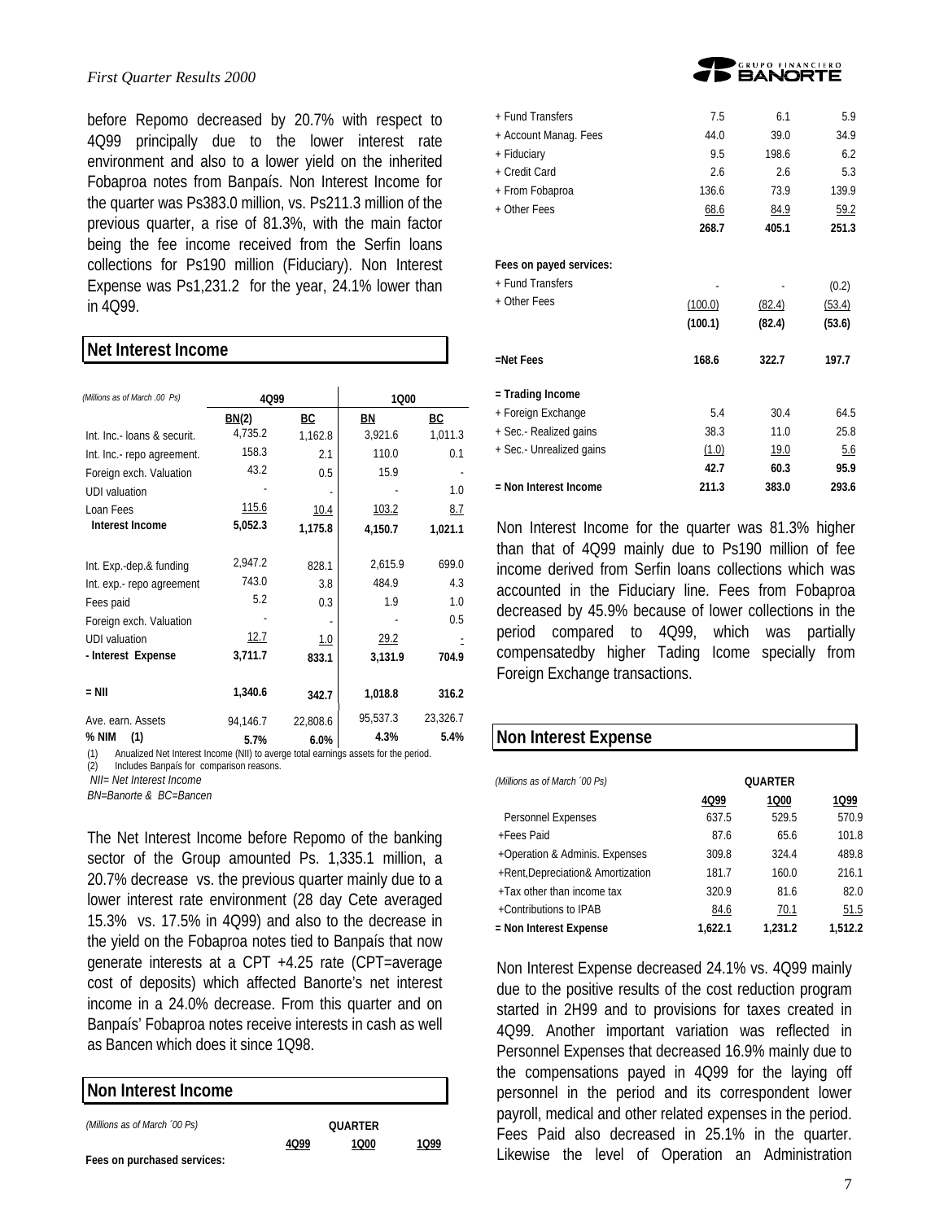before Repomo decreased by 20.7% with respect to 4Q99 principally due to the lower interest rate environment and also to a lower yield on the inherited Fobaproa notes from Banpaís. Non Interest Income for the quarter was Ps383.0 million, vs. Ps211.3 million of the previous quarter, a rise of 81.3%, with the main factor being the fee income received from the Serfin loans collections for Ps190 million (Fiduciary). Non Interest Expense was Ps1,231.2 for the year, 24.1% lower than in 4Q99.

## Net Interest Income

| *(Millions as of March .00 Ps)* | 4Q99 | | 1Q00 | |
|---|---|---|---|---|
| | BN(2) | BC | BN | BC |
| Int. Inc.- loans & securit. | 4,735.2 | 1,162.8 | 3,921.6 | 1,011.3 |
| Int. Inc.- repo agreement. | 158.3 | 2.1 | 110.0 | 0.1 |
| Foreign exch. Valuation | 43.2 | 0.5 | 15.9 | - |
| UDI valuation | - | - | - | 1.0 |
| Loan Fees | 115.6 | 10.4 | 103.2 | 8.7 |
| **Interest Income** | **5,052.3** | **1,175.8** | **4,150.7** | **1,021.1** |
| Int. Exp.-dep.& funding | 2,947.2 | 828.1 | 2,615.9 | 699.0 |
| Int. exp.- repo agreement | 743.0 | 3.8 | 484.9 | 4.3 |
| Fees paid | 5.2 | 0.3 | 1.9 | 1.0 |
| Foreign exch. Valuation | - | - | - | 0.5 |
| UDI valuation | 12.7 | 1.0 | 29.2 | - |
| **- Interest Expense** | **3,711.7** | **833.1** | **3,131.9** | **704.9** |
| **= NII** | **1,340.6** | **342.7** | **1,018.8** | **316.2** |
| Ave. earn. Assets | 94,146.7 | 22,808.6 | 95,537.3 | 23,326.7 |
| **% NIM (1)** | **5.7%** | **6.0%** | **4.3%** | **5.4%** |

(1) Anualized Net Interest Income (NII) to averge total earnings assets for the period.
(2) Includes Banpaís for comparison reasons.
*NII= Net Interest Income*
*BN=Banorte & BC=Bancen*

The Net Interest Income before Repomo of the banking sector of the Group amounted Ps. 1,335.1 million, a 20.7% decrease vs. the previous quarter mainly due to a lower interest rate environment (28 day Cete averaged 15.3% vs. 17.5% in 4Q99) and also to the decrease in the yield on the Fobaproa notes tied to Banpaís that now generate interests at a CPT +4.25 rate (CPT=average cost of deposits) which affected Banorte's net interest income in a 24.0% decrease. From this quarter and on Banpaís' Fobaproa notes receive interests in cash as well as Bancen which does it since 1Q98.

## Non Interest Income

| *(Millions as of March ´00 Ps)* | QUARTER | | |
|---|---|---|---|
| | 4Q99 | 1Q00 | 1Q99 |
| **Fees on purchased services:** | | | |
| + Fund Transfers | 7.5 | 6.1 | 5.9 |
| + Account Manag. Fees | 44.0 | 39.0 | 34.9 |
| + Fiduciary | 9.5 | 198.6 | 6.2 |
| + Credit Card | 2.6 | 2.6 | 5.3 |
| + From Fobaproa | 136.6 | 73.9 | 139.9 |
| + Other Fees | 68.6 | 84.9 | 59.2 |
| | **268.7** | **405.1** | **251.3** |
| **Fees on payed services:** | | | |
| + Fund Transfers | - | - | (0.2) |
| + Other Fees | (100.0) | (82.4) | (53.4) |
| | **(100.1)** | **(82.4)** | **(53.6)** |
| **=Net Fees** | **168.6** | **322.7** | **197.7** |
| **= Trading Income** | | | |
| + Foreign Exchange | 5.4 | 30.4 | 64.5 |
| + Sec.- Realized gains | 38.3 | 11.0 | 25.8 |
| + Sec.- Unrealized gains | (1.0) | 19.0 | 5.6 |
| | **42.7** | **60.3** | **95.9** |
| **= Non Interest Income** | **211.3** | **383.0** | **293.6** |

Non Interest Income for the quarter was 81.3% higher than that of 4Q99 mainly due to Ps190 million of fee income derived from Serfin loans collections which was accounted in the Fiduciary line. Fees from Fobaproa decreased by 45.9% because of lower collections in the period compared to 4Q99, which was partially compensatedby higher Tading Icome specially from Foreign Exchange transactions.

## Non Interest Expense

| *(Millions as of March ´00 Ps)* | QUARTER | | |
|---|---|---|---|
| | 4Q99 | 1Q00 | 1Q99 |
| Personnel Expenses | 637.5 | 529.5 | 570.9 |
| +Fees Paid | 87.6 | 65.6 | 101.8 |
| +Operation & Adminis. Expenses | 309.8 | 324.4 | 489.8 |
| +Rent,Depreciation& Amortization | 181.7 | 160.0 | 216.1 |
| +Tax other than income tax | 320.9 | 81.6 | 82.0 |
| +Contributions to IPAB | 84.6 | 70.1 | 51.5 |
| **= Non Interest Expense** | **1,622.1** | **1,231.2** | **1,512.2** |

Non Interest Expense decreased 24.1% vs. 4Q99 mainly due to the positive results of the cost reduction program started in 2H99 and to provisions for taxes created in 4Q99. Another important variation was reflected in Personnel Expenses that decreased 16.9% mainly due to the compensations payed in 4Q99 for the laying off personnel in the period and its correspondent lower payroll, medical and other related expenses in the period. Fees Paid also decreased in 25.1% in the quarter. Likewise the level of Operation an Administration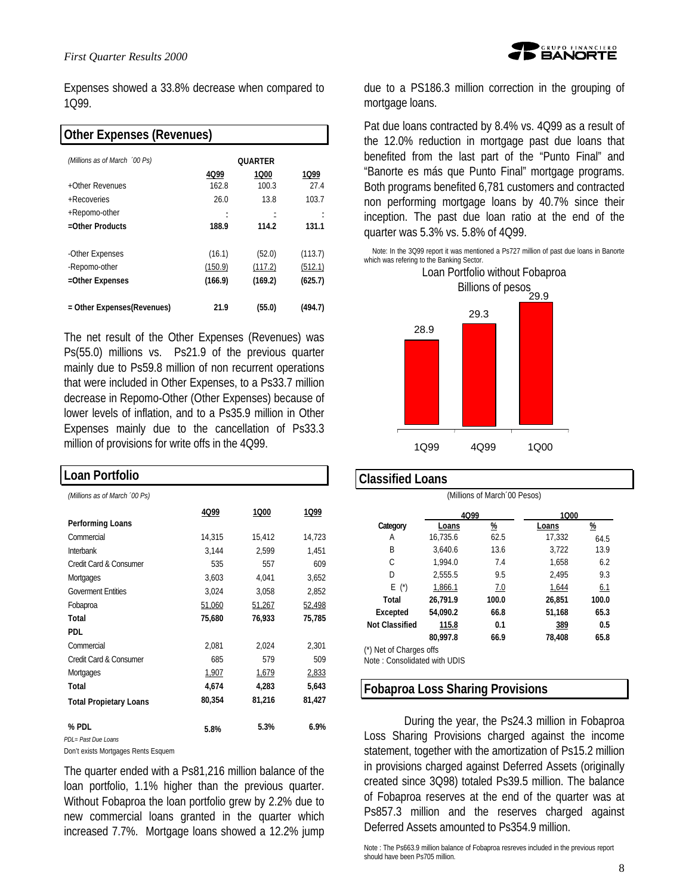Expenses showed a 33.8% decrease when compared to 1Q99.

## Other Expenses (Revenues)

| *(Millions as of March ´00 Ps)* | QUARTER | | |
|---|---|---|---|
| | 4Q99 | 1Q00 | 1Q99 |
| +Other Revenues | 162.8 | 100.3 | 27.4 |
| +Recoveries | 26.0 | 13.8 | 103.7 |
| +Repomo-other | - | - | - |
| **=Other Products** | **188.9** | **114.2** | **131.1** |
| -Other Expenses | (16.1) | (52.0) | (113.7) |
| -Repomo-other | (150.9) | (117.2) | (512.1) |
| **=Other Expenses** | **(166.9)** | **(169.2)** | **(625.7)** |
| **= Other Expenses(Revenues)** | **21.9** | **(55.0)** | **(494.7)** |

The net result of the Other Expenses (Revenues) was Ps(55.0) millions vs. Ps21.9 of the previous quarter mainly due to Ps59.8 million of non recurrent operations that were included in Other Expenses, to a Ps33.7 million decrease in Repomo-Other (Other Expenses) because of lower levels of inflation, and to a Ps35.9 million in Other Expenses mainly due to the cancellation of Ps33.3 million of provisions for write offs in the 4Q99.

## Loan Portfolio

| *(Millions as of March ´00 Ps)* | 4Q99 | 1Q00 | 1Q99 |
|---|---|---|---|
| **Performing Loans** | | | |
| Commercial | 14,315 | 15,412 | 14,723 |
| Interbank | 3,144 | 2,599 | 1,451 |
| Credit Card & Consumer | 535 | 557 | 609 |
| Mortgages | 3,603 | 4,041 | 3,652 |
| Goverment Entities | 3,024 | 3,058 | 2,852 |
| Fobaproa | 51,060 | 51,267 | 52,498 |
| **Total** | **75,680** | **76,933** | **75,785** |
| **PDL** | | | |
| Commercial | 2,081 | 2,024 | 2,301 |
| Credit Card & Consumer | 685 | 579 | 509 |
| Mortgages | 1,907 | 1,679 | 2,833 |
| **Total** | **4,674** | **4,283** | **5,643** |
| **Total Propietary Loans** | **80,354** | **81,216** | **81,427** |
| **% PDL** | **5.8%** | **5.3%** | **6.9%** |

*PDL= Past Due Loans*

Don't exists Mortgages Rents Esquem

The quarter ended with a Ps81,216 million balance of the loan portfolio, 1.1% higher than the previous quarter. Without Fobaproa the loan portfolio grew by 2.2% due to new commercial loans granted in the quarter which increased 7.7%. Mortgage loans showed a 12.2% jump due to a PS186.3 million correction in the grouping of mortgage loans.

Pat due loans contracted by 8.4% vs. 4Q99 as a result of the 12.0% reduction in mortgage past due loans that benefited from the last part of the "Punto Final" and "Banorte es más que Punto Final" mortgage programs. Both programs benefited 6,781 customers and contracted non performing mortgage loans by 40.7% since their inception. The past due loan ratio at the end of the quarter was 5.3% vs. 5.8% of 4Q99.

Note: In the 3Q99 report it was mentioned a Ps727 million of past due loans in Banorte which was refering to the Banking Sector.

Loan Portfolio without Fobaproa
Billions of pesos

| | 1Q99 | 4Q99 | 1Q00 |
|---|---|---|---|
| | 28.9 | 29.3 | 29.9 |

## Classified Loans

(Millions of March´00 Pesos)

| Category | 4Q99 Loans | % | 1Q00 Loans | % |
|---|---|---|---|---|
| A | 16,735.6 | 62.5 | 17,332 | 64.5 |
| B | 3,640.6 | 13.6 | 3,722 | 13.9 |
| C | 1,994.0 | 7.4 | 1,658 | 6.2 |
| D | 2,555.5 | 9.5 | 2,495 | 9.3 |
| E (*) | 1,866.1 | 7.0 | 1,644 | 6.1 |
| **Total** | **26,791.9** | **100.0** | **26,851** | **100.0** |
| **Excepted** | **54,090.2** | **66.8** | **51,168** | **65.3** |
| **Not Classified** | **115.8** | **0.1** | **389** | **0.5** |
| | **80,997.8** | **66.9** | **78,408** | **65.8** |

(*) Net of Charges offs

Note : Consolidated with UDIS

## Fobaproa Loss Sharing Provisions

During the year, the Ps24.3 million in Fobaproa Loss Sharing Provisions charged against the income statement, together with the amortization of Ps15.2 million in provisions charged against Deferred Assets (originally created since 3Q98) totaled Ps39.5 million. The balance of Fobaproa reserves at the end of the quarter was at Ps857.3 million and the reserves charged against Deferred Assets amounted to Ps354.9 million.

Note : The Ps663.9 million balance of Fobaproa resreves included in the previous report should have been Ps705 million.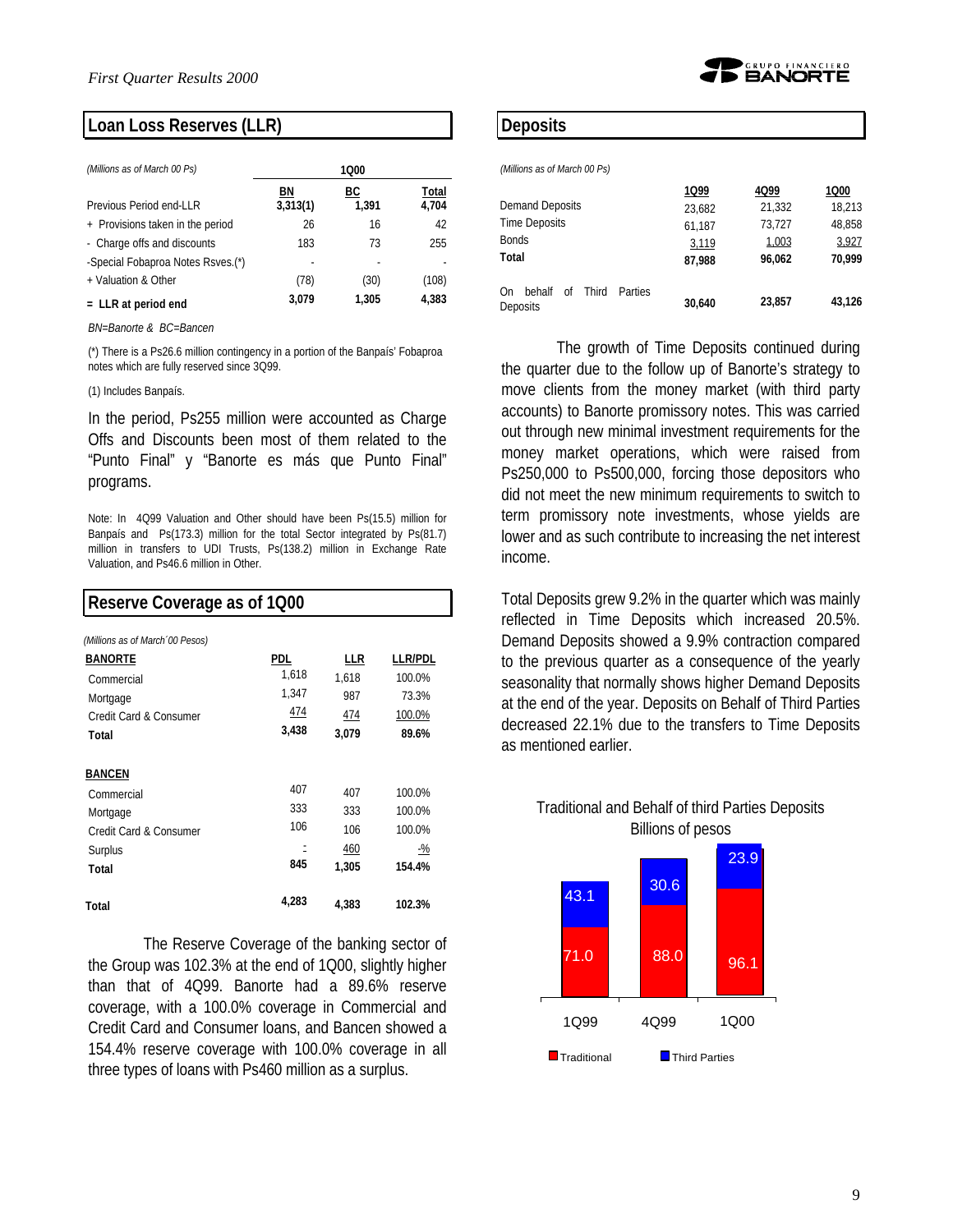## Loan Loss Reserves (LLR)

*(Millions as of March 00 Ps)*

| | 1Q00 | | |
|---|---|---|---|
| | BN | BC | Total |
| Previous Period end-LLR | 3,313(1) | 1,391 | 4,704 |
| + Provisions taken in the period | 26 | 16 | 42 |
| - Charge offs and discounts | 183 | 73 | 255 |
| -Special Fobaproa Notes Rsves.(*) | - | - | - |
| + Valuation & Other | (78) | (30) | (108) |
| **= LLR at period end** | **3,079** | **1,305** | **4,383** |

*BN=Banorte & BC=Bancen*

(*) There is a Ps26.6 million contingency in a portion of the Banpaís' Fobaproa notes which are fully reserved since 3Q99.

(1) Includes Banpaís.

In the period, Ps255 million were accounted as Charge Offs and Discounts been most of them related to the "Punto Final" y "Banorte es más que Punto Final" programs.

Note: In 4Q99 Valuation and Other should have been Ps(15.5) million for Banpaís and Ps(173.3) million for the total Sector integrated by Ps(81.7) million in transfers to UDI Trusts, Ps(138.2) million in Exchange Rate Valuation, and Ps46.6 million in Other.

## Reserve Coverage as of 1Q00

*(Millions as of March´00 Pesos)*

| BANORTE | PDL | LLR | LLR/PDL |
|---|---|---|---|
| Commercial | 1,618 | 1,618 | 100.0% |
| Mortgage | 1,347 | 987 | 73.3% |
| Credit Card & Consumer | 474 | 474 | 100.0% |
| **Total** | **3,438** | **3,079** | **89.6%** |
| **BANCEN** | | | |
| Commercial | 407 | 407 | 100.0% |
| Mortgage | 333 | 333 | 100.0% |
| Credit Card & Consumer | 106 | 106 | 100.0% |
| Surplus | - | 460 | -% |
| **Total** | **845** | **1,305** | **154.4%** |
| **Total** | **4,283** | **4,383** | **102.3%** |

The Reserve Coverage of the banking sector of the Group was 102.3% at the end of 1Q00, slightly higher than that of 4Q99. Banorte had a 89.6% reserve coverage, with a 100.0% coverage in Commercial and Credit Card and Consumer loans, and Bancen showed a 154.4% reserve coverage with 100.0% coverage in all three types of loans with Ps460 million as a surplus.

## Deposits

*(Millions as of March 00 Ps)*

| | 1Q99 | 4Q99 | 1Q00 |
|---|---|---|---|
| Demand Deposits | 23,682 | 21,332 | 18,213 |
| Time Deposits | 61,187 | 73,727 | 48,858 |
| Bonds | 3,119 | 1,003 | 3,927 |
| **Total** | **87,988** | **96,062** | **70,999** |
| On behalf of Third Parties Deposits | **30,640** | **23,857** | **43,126** |

The growth of Time Deposits continued during the quarter due to the follow up of Banorte's strategy to move clients from the money market (with third party accounts) to Banorte promissory notes. This was carried out through new minimal investment requirements for the money market operations, which were raised from Ps250,000 to Ps500,000, forcing those depositors who did not meet the new minimum requirements to switch to term promissory note investments, whose yields are lower and as such contribute to increasing the net interest income.

Total Deposits grew 9.2% in the quarter which was mainly reflected in Time Deposits which increased 20.5%. Demand Deposits showed a 9.9% contraction compared to the previous quarter as a consequence of the yearly seasonality that normally shows higher Demand Deposits at the end of the year. Deposits on Behalf of Third Parties decreased 22.1% due to the transfers to Time Deposits as mentioned earlier.

Traditional and Behalf of third Parties Deposits
Billions of pesos

| | 1Q99 | 4Q99 | 1Q00 |
|---|---|---|---|
| Traditional | 71.0 | 88.0 | 96.1 |
| Third Parties | 43.1 | 30.6 | 23.9 |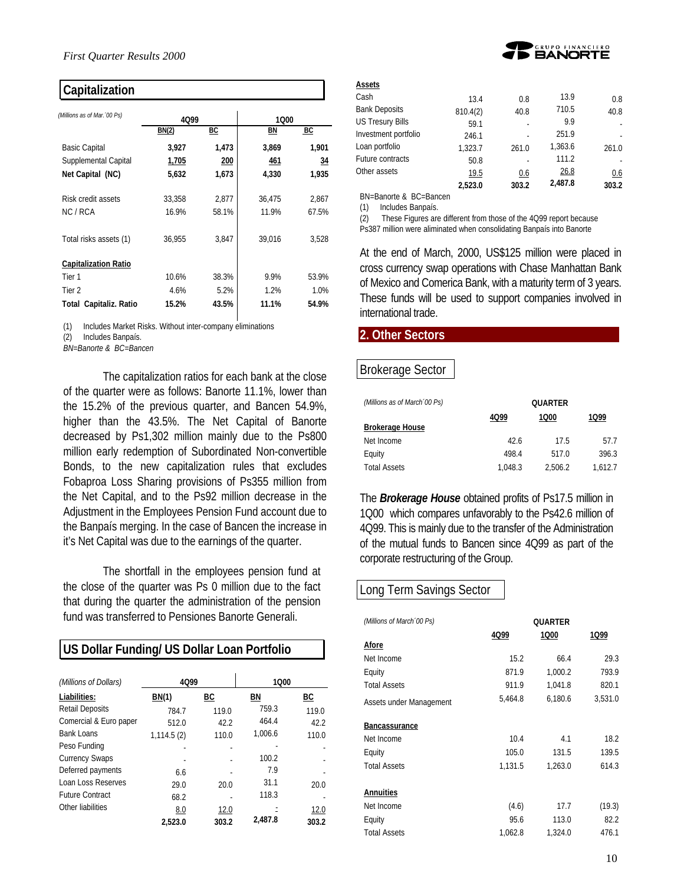## Capitalization

| *(Millions as of Mar.´00 Ps)* | 4Q99 | | 1Q00 | |
|---|---|---|---|---|
| | BN(2) | BC | BN | BC |
| Basic Capital | **3,927** | **1,473** | **3,869** | **1,901** |
| Supplemental Capital | **1,705** | **200** | **461** | **34** |
| **Net Capital (NC)** | **5,632** | **1,673** | **4,330** | **1,935** |
| Risk credit assets | 33,358 | 2,877 | 36,475 | 2,867 |
| NC / RCA | 16.9% | 58.1% | 11.9% | 67.5% |
| Total risks assets (1) | 36,955 | 3,847 | 39,016 | 3,528 |
| **Capitalization Ratio** | | | | |
| Tier 1 | 10.6% | 38.3% | 9.9% | 53.9% |
| Tier 2 | 4.6% | 5.2% | 1.2% | 1.0% |
| **Total Capitaliz. Ratio** | **15.2%** | **43.5%** | **11.1%** | **54.9%** |

(1) Includes Market Risks. Without inter-company eliminations
(2) Includes Banpaís.
*BN=Banorte & BC=Bancen*

The capitalization ratios for each bank at the close of the quarter were as follows: Banorte 11.1%, lower than the 15.2% of the previous quarter, and Bancen 54.9%, higher than the 43.5%. The Net Capital of Banorte decreased by Ps1,302 million mainly due to the Ps800 million early redemption of Subordinated Non-convertible Bonds, to the new capitalization rules that excludes Fobaproa Loss Sharing provisions of Ps355 million from the Net Capital, and to the Ps92 million decrease in the Adjustment in the Employees Pension Fund account due to the Banpaís merging. In the case of Bancen the increase in it's Net Capital was due to the earnings of the quarter.

The shortfall in the employees pension fund at the close of the quarter was Ps 0 million due to the fact that during the quarter the administration of the pension fund was transferred to Pensiones Banorte Generali.

## US Dollar Funding/ US Dollar Loan Portfolio

| *(Millions of Dollars)* | 4Q99 | | 1Q00 | |
|---|---|---|---|---|
| **Liabilities:** | BN(1) | BC | BN | BC |
| Retail Deposits | 784.7 | 119.0 | 759.3 | 119.0 |
| Comercial & Euro paper | 512.0 | 42.2 | 464.4 | 42.2 |
| Bank Loans | 1,114.5 (2) | 110.0 | 1,006.6 | 110.0 |
| Peso Funding | - | - | - | - |
| Currency Swaps | - | - | 100.2 | - |
| Deferred payments | 6.6 | - | 7.9 | - |
| Loan Loss Reserves | 29.0 | 20.0 | 31.1 | 20.0 |
| Future Contract | 68.2 | - | 118.3 | - |
| Other liabilities | 8.0 | 12.0 | - | 12.0 |
| | **2,523.0** | **303.2** | **2,487.8** | **303.2** |
| **Assets** | | | | |
| Cash | 13.4 | 0.8 | 13.9 | 0.8 |
| Bank Deposits | 810.4(2) | 40.8 | 710.5 | 40.8 |
| US Tresury Bills | 59.1 | - | 9.9 | - |
| Investment portfolio | 246.1 | - | 251.9 | - |
| Loan portfolio | 1,323.7 | 261.0 | 1,363.6 | 261.0 |
| Future contracts | 50.8 | - | 111.2 | - |
| Other assets | 19.5 | 0.6 | 26.8 | 0.6 |
| | **2,523.0** | **303.2** | **2,487.8** | **303.2** |

BN=Banorte & BC=Bancen
(1) Includes Banpaís.
(2) These Figures are different from those of the 4Q99 report because Ps387 million were aliminated when consolidating Banpaís into Banorte

At the end of March, 2000, US$125 million were placed in cross currency swap operations with Chase Manhattan Bank of Mexico and Comerica Bank, with a maturity term of 3 years. These funds will be used to support companies involved in international trade.

## 2. Other Sectors

### Brokerage Sector

| *(Millions as of March´00 Ps)* | QUARTER | | |
|---|---|---|---|
| | 4Q99 | 1Q00 | 1Q99 |
| **Brokerage House** | | | |
| Net Income | 42.6 | 17.5 | 57.7 |
| Equity | 498.4 | 517.0 | 396.3 |
| Total Assets | 1,048.3 | 2,506.2 | 1,612.7 |

The ***Brokerage House*** obtained profits of Ps17.5 million in 1Q00 which compares unfavorably to the Ps42.6 million of 4Q99. This is mainly due to the transfer of the Administration of the mutual funds to Bancen since 4Q99 as part of the corporate restructuring of the Group.

### Long Term Savings Sector

| *(Millions of March´00 Ps)* | QUARTER | | |
|---|---|---|---|
| | 4Q99 | 1Q00 | 1Q99 |
| **Afore** | | | |
| Net Income | 15.2 | 66.4 | 29.3 |
| Equity | 871.9 | 1,000.2 | 793.9 |
| Total Assets | 911.9 | 1,041.8 | 820.1 |
| Assets under Management | 5,464.8 | 6,180.6 | 3,531.0 |
| **Bancassurance** | | | |
| Net Income | 10.4 | 4.1 | 18.2 |
| Equity | 105.0 | 131.5 | 139.5 |
| Total Assets | 1,131.5 | 1,263.0 | 614.3 |
| **Annuities** | | | |
| Net Income | (4.6) | 17.7 | (19.3) |
| Equity | 95.6 | 113.0 | 82.2 |
| Total Assets | 1,062.8 | 1,324.0 | 476.1 |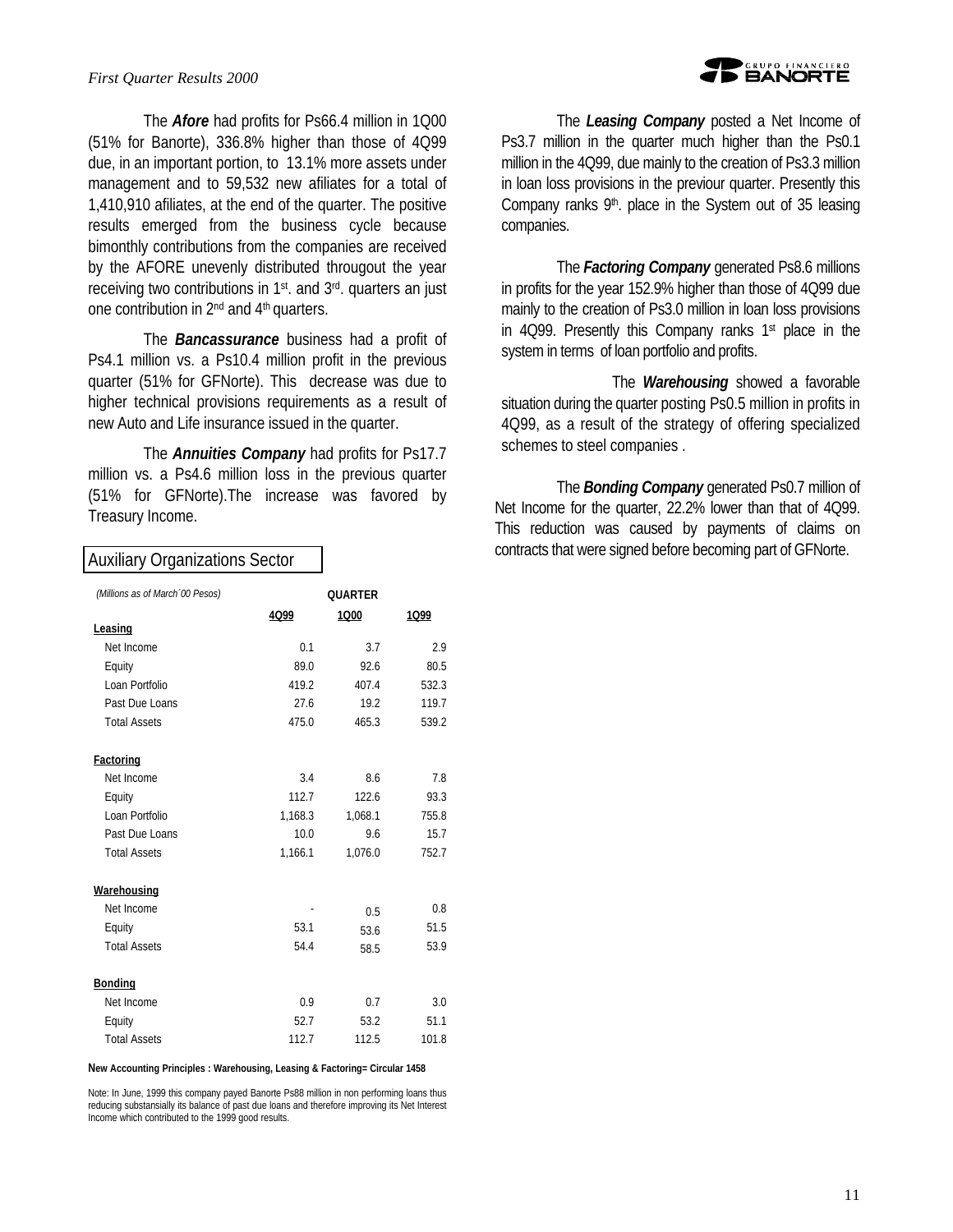The ***Afore*** had profits for Ps66.4 million in 1Q00 (51% for Banorte), 336.8% higher than those of 4Q99 due, in an important portion, to 13.1% more assets under management and to 59,532 new afiliates for a total of 1,410,910 afiliates, at the end of the quarter. The positive results emerged from the business cycle because bimonthly contributions from the companies are received by the AFORE unevenly distributed througout the year receiving two contributions in 1st. and 3rd. quarters an just one contribution in 2nd and 4th quarters.

The ***Bancassurance*** business had a profit of Ps4.1 million vs. a Ps10.4 million profit in the previous quarter (51% for GFNorte). This decrease was due to higher technical provisions requirements as a result of new Auto and Life insurance issued in the quarter.

The ***Annuities Company*** had profits for Ps17.7 million vs. a Ps4.6 million loss in the previous quarter (51% for GFNorte).The increase was favored by Treasury Income.

## Auxiliary Organizations Sector

| *(Millions as of March´00 Pesos)* | QUARTER | | |
|---|---|---|---|
| | **4Q99** | **1Q00** | **1Q99** |
| **Leasing** | | | |
| Net Income | 0.1 | 3.7 | 2.9 |
| Equity | 89.0 | 92.6 | 80.5 |
| Loan Portfolio | 419.2 | 407.4 | 532.3 |
| Past Due Loans | 27.6 | 19.2 | 119.7 |
| Total Assets | 475.0 | 465.3 | 539.2 |
| **Factoring** | | | |
| Net Income | 3.4 | 8.6 | 7.8 |
| Equity | 112.7 | 122.6 | 93.3 |
| Loan Portfolio | 1,168.3 | 1,068.1 | 755.8 |
| Past Due Loans | 10.0 | 9.6 | 15.7 |
| Total Assets | 1,166.1 | 1,076.0 | 752.7 |
| **Warehousing** | | | |
| Net Income | - | 0.5 | 0.8 |
| Equity | 53.1 | 53.6 | 51.5 |
| Total Assets | 54.4 | 58.5 | 53.9 |
| **Bonding** | | | |
| Net Income | 0.9 | 0.7 | 3.0 |
| Equity | 52.7 | 53.2 | 51.1 |
| Total Assets | 112.7 | 112.5 | 101.8 |

**New Accounting Principles : Warehousing, Leasing & Factoring= Circular 1458**

Note: In June, 1999 this company payed Banorte Ps88 million in non performing loans thus reducing substansially its balance of past due loans and therefore improving its Net Interest Income which contributed to the 1999 good results.

The ***Leasing Company*** posted a Net Income of Ps3.7 million in the quarter much higher than the Ps0.1 million in the 4Q99, due mainly to the creation of Ps3.3 million in loan loss provisions in the previour quarter. Presently this Company ranks 9th. place in the System out of 35 leasing companies.

The ***Factoring Company*** generated Ps8.6 millions in profits for the year 152.9% higher than those of 4Q99 due mainly to the creation of Ps3.0 million in loan loss provisions in 4Q99. Presently this Company ranks 1st place in the system in terms of loan portfolio and profits.

The ***Warehousing*** showed a favorable situation during the quarter posting Ps0.5 million in profits in 4Q99, as a result of the strategy of offering specialized schemes to steel companies .

The ***Bonding Company*** generated Ps0.7 million of Net Income for the quarter, 22.2% lower than that of 4Q99. This reduction was caused by payments of claims on contracts that were signed before becoming part of GFNorte.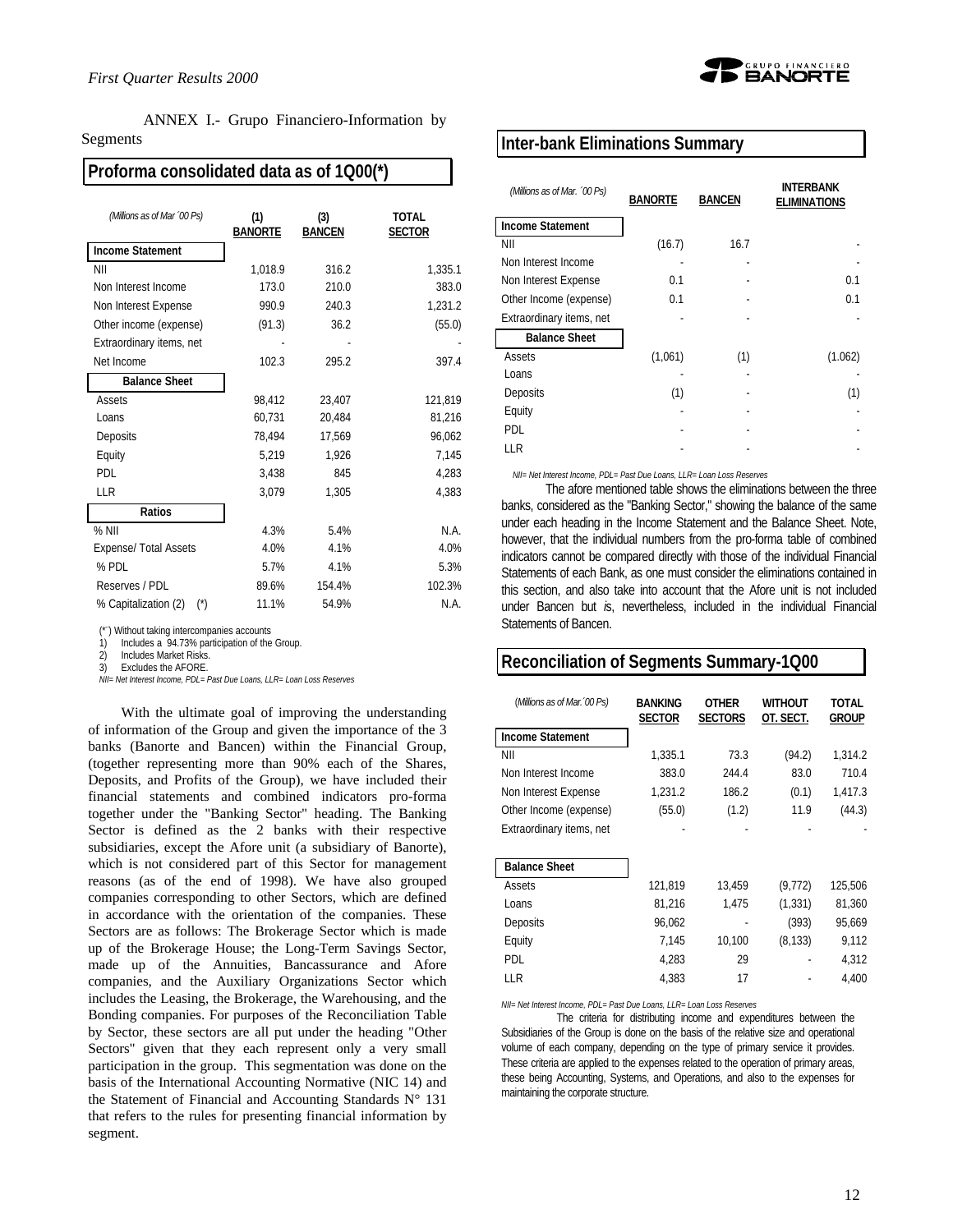ANNEX I.- Grupo Financiero-Information by Segments

## Proforma consolidated data as of 1Q00(*)

| *(Millions as of Mar ´00 Ps)* | (1) BANORTE | (3) BANCEN | TOTAL SECTOR |
|---|---|---|---|
| **Income Statement** | | | |
| NII | 1,018.9 | 316.2 | 1,335.1 |
| Non Interest Income | 173.0 | 210.0 | 383.0 |
| Non Interest Expense | 990.9 | 240.3 | 1,231.2 |
| Other income (expense) | (91.3) | 36.2 | (55.0) |
| Extraordinary items, net | - | - | - |
| Net Income | 102.3 | 295.2 | 397.4 |
| **Balance Sheet** | | | |
| Assets | 98,412 | 23,407 | 121,819 |
| Loans | 60,731 | 20,484 | 81,216 |
| Deposits | 78,494 | 17,569 | 96,062 |
| Equity | 5,219 | 1,926 | 7,145 |
| PDL | 3,438 | 845 | 4,283 |
| LLR | 3,079 | 1,305 | 4,383 |
| **Ratios** | | | |
| % NII | 4.3% | 5.4% | N.A. |
| Expense/ Total Assets | 4.0% | 4.1% | 4.0% |
| % PDL | 5.7% | 4.1% | 5.3% |
| Reserves / PDL | 89.6% | 154.4% | 102.3% |
| % Capitalization (2) (*) | 11.1% | 54.9% | N.A. |

(*´) Without taking intercompanies accounts
1) Includes a 94.73% participation of the Group.
2) Includes Market Risks.
3) Excludes the AFORE.
*NII= Net Interest Income, PDL= Past Due Loans, LLR= Loan Loss Reserves*

With the ultimate goal of improving the understanding of information of the Group and given the importance of the 3 banks (Banorte and Bancen) within the Financial Group, (together representing more than 90% each of the Shares, Deposits, and Profits of the Group), we have included their financial statements and combined indicators pro-forma together under the "Banking Sector" heading. The Banking Sector is defined as the 2 banks with their respective subsidiaries, except the Afore unit (a subsidiary of Banorte), which is not considered part of this Sector for management reasons (as of the end of 1998). We have also grouped companies corresponding to other Sectors, which are defined in accordance with the orientation of the companies. These Sectors are as follows: The Brokerage Sector which is made up of the Brokerage House; the Long-Term Savings Sector, made up of the Annuities, Bancassurance and Afore companies, and the Auxiliary Organizations Sector which includes the Leasing, the Brokerage, the Warehousing, and the Bonding companies. For purposes of the Reconciliation Table by Sector, these sectors are all put under the heading "Other Sectors" given that they each represent only a very small participation in the group. This segmentation was done on the basis of the International Accounting Normative (NIC 14) and the Statement of Financial and Accounting Standards N° 131 that refers to the rules for presenting financial information by segment.

## Inter-bank Eliminations Summary

| *(Millions as of Mar. ´00 Ps)* | BANORTE | BANCEN | INTERBANK ELIMINATIONS |
|---|---|---|---|
| **Income Statement** | | | |
| NII | (16.7) | 16.7 | - |
| Non Interest Income | - | - | - |
| Non Interest Expense | 0.1 | - | 0.1 |
| Other Income (expense) | 0.1 | - | 0.1 |
| Extraordinary items, net | - | - | - |
| **Balance Sheet** | | | |
| Assets | (1,061) | (1) | (1.062) |
| Loans | - | - | - |
| Deposits | (1) | - | (1) |
| Equity | - | - | - |
| PDL | - | - | - |
| LLR | - | - | - |

*NII= Net Interest Income, PDL= Past Due Loans, LLR= Loan Loss Reserves*

The afore mentioned table shows the eliminations between the three banks, considered as the "Banking Sector," showing the balance of the same under each heading in the Income Statement and the Balance Sheet. Note, however, that the individual numbers from the pro-forma table of combined indicators cannot be compared directly with those of the individual Financial Statements of each Bank, as one must consider the eliminations contained in this section, and also take into account that the Afore unit is not included under Bancen but *is*, nevertheless, included in the individual Financial Statements of Bancen.

## Reconciliation of Segments Summary-1Q00

| *(Millions as of Mar.´00 Ps)* | BANKING SECTOR | OTHER SECTORS | WITHOUT OT. SECT. | TOTAL GROUP |
|---|---|---|---|---|
| **Income Statement** | | | | |
| NII | 1,335.1 | 73.3 | (94.2) | 1,314.2 |
| Non Interest Income | 383.0 | 244.4 | 83.0 | 710.4 |
| Non Interest Expense | 1,231.2 | 186.2 | (0.1) | 1,417.3 |
| Other Income (expense) | (55.0) | (1.2) | 11.9 | (44.3) |
| Extraordinary items, net | - | - | - | - |
| **Balance Sheet** | | | | |
| Assets | 121,819 | 13,459 | (9,772) | 125,506 |
| Loans | 81,216 | 1,475 | (1,331) | 81,360 |
| Deposits | 96,062 | - | (393) | 95,669 |
| Equity | 7,145 | 10,100 | (8,133) | 9,112 |
| PDL | 4,283 | 29 | - | 4,312 |
| LLR | 4,383 | 17 | - | 4,400 |

*NII= Net Interest Income, PDL= Past Due Loans, LLR= Loan Loss Reserves*

The criteria for distributing income and expenditures between the Subsidiaries of the Group is done on the basis of the relative size and operational volume of each company, depending on the type of primary service it provides. These criteria are applied to the expenses related to the operation of primary areas, these being Accounting, Systems, and Operations, and also to the expenses for maintaining the corporate structure.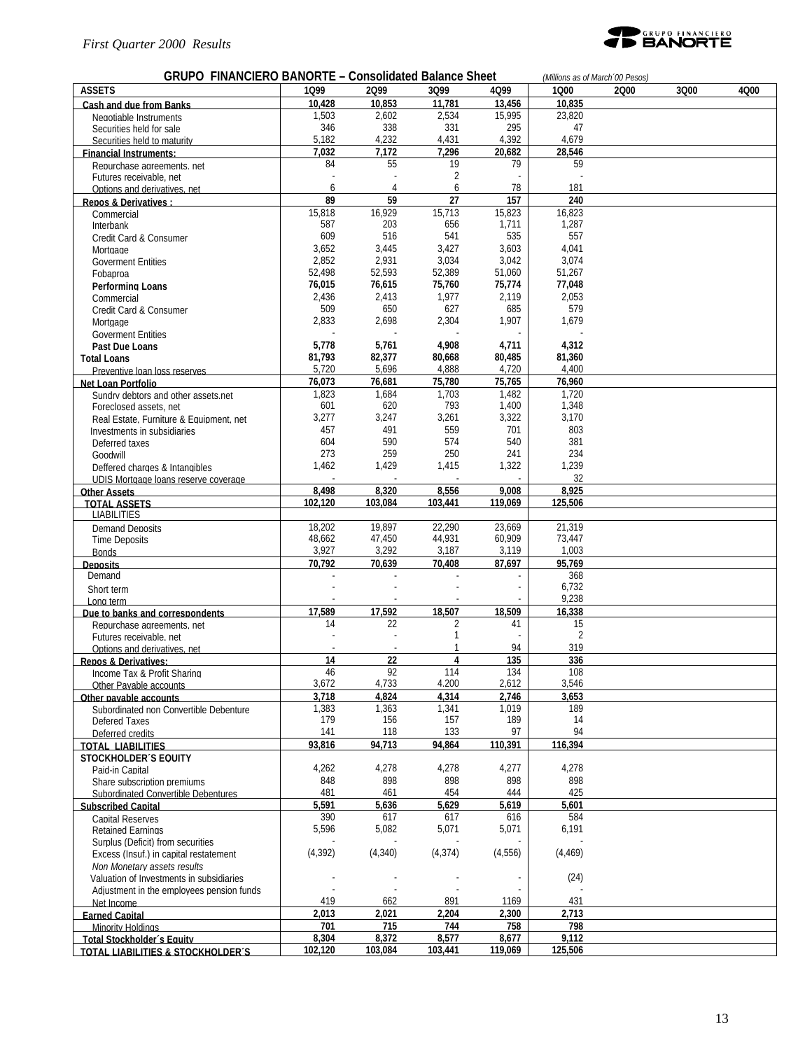## GRUPO FINANCIERO BANORTE – Consolidated Balance Sheet

*(Millions as of March´00 Pesos)*

| ASSETS | 1Q99 | 2Q99 | 3Q99 | 4Q99 | 1Q00 | 2Q00 | 3Q00 | 4Q00 |
|---|---|---|---|---|---|---|---|---|
| **Cash and due from Banks** | **10,428** | **10,853** | **11,781** | **13,456** | **10,835** | | | |
| Negotiable Instruments | 1,503 | 2,602 | 2,534 | 15,995 | 23,820 | | | |
| Securities held for sale | 346 | 338 | 331 | 295 | 47 | | | |
| Securities held to maturity | 5,182 | 4,232 | 4,431 | 4,392 | 4,679 | | | |
| **Financial Instruments:** | **7,032** | **7,172** | **7,296** | **20,682** | **28,546** | | | |
| Repurchase agreements, net | 84 | 55 | 19 | 79 | 59 | | | |
| Futures receivable, net | - | - | 2 | - | - | | | |
| Options and derivatives, net | 6 | 4 | 6 | 78 | 181 | | | |
| **Repos & Derivatives :** | **89** | **59** | **27** | **157** | **240** | | | |
| Commercial | 15,818 | 16,929 | 15,713 | 15,823 | 16,823 | | | |
| Interbank | 587 | 203 | 656 | 1,711 | 1,287 | | | |
| Credit Card & Consumer | 609 | 516 | 541 | 535 | 557 | | | |
| Mortgage | 3,652 | 3,445 | 3,427 | 3,603 | 4,041 | | | |
| Goverment Entities | 2,852 | 2,931 | 3,034 | 3,042 | 3,074 | | | |
| Fobaproa | 52,498 | 52,593 | 52,389 | 51,060 | 51,267 | | | |
| **Performing Loans** | **76,015** | **76,615** | **75,760** | **75,774** | **77,048** | | | |
| Commercial | 2,436 | 2,413 | 1,977 | 2,119 | 2,053 | | | |
| Credit Card & Consumer | 509 | 650 | 627 | 685 | 579 | | | |
| Mortgage | 2,833 | 2,698 | 2,304 | 1,907 | 1,679 | | | |
| Goverment Entities | - | - | - | - | - | | | |
| **Past Due Loans** | **5,778** | **5,761** | **4,908** | **4,711** | **4,312** | | | |
| **Total Loans** | **81,793** | **82,377** | **80,668** | **80,485** | **81,360** | | | |
| Preventive loan loss reserves | 5,720 | 5,696 | 4,888 | 4,720 | 4,400 | | | |
| **Net Loan Portfolio** | **76,073** | **76,681** | **75,780** | **75,765** | **76,960** | | | |
| Sundry debtors and other assets.net | 1,823 | 1,684 | 1,703 | 1,482 | 1,720 | | | |
| Foreclosed assets, net | 601 | 620 | 793 | 1,400 | 1,348 | | | |
| Real Estate, Furniture & Equipment, net | 3,277 | 3,247 | 3,261 | 3,322 | 3,170 | | | |
| Investments in subsidiaries | 457 | 491 | 559 | 701 | 803 | | | |
| Deferred taxes | 604 | 590 | 574 | 540 | 381 | | | |
| Goodwill | 273 | 259 | 250 | 241 | 234 | | | |
| Deffered charges & Intangibles | 1,462 | 1,429 | 1,415 | 1,322 | 1,239 | | | |
| UDIS Mortgage loans reserve coverage | - | - | - | - | 32 | | | |
| **Other Assets** | **8,498** | **8,320** | **8,556** | **9,008** | **8,925** | | | |
| **TOTAL ASSETS** | **102,120** | **103,084** | **103,441** | **119,069** | **125,506** | | | |
| LIABILITIES | | | | | | | | |
| Demand Deposits | 18,202 | 19,897 | 22,290 | 23,669 | 21,319 | | | |
| Time Deposits | 48,662 | 47,450 | 44,931 | 60,909 | 73,447 | | | |
| Bonds | 3,927 | 3,292 | 3,187 | 3,119 | 1,003 | | | |
| **Deposits** | **70,792** | **70,639** | **70,408** | **87,697** | **95,769** | | | |
| Demand | - | - | - | - | 368 | | | |
| Short term | - | - | - | - | 6,732 | | | |
| Long term | - | - | - | - | 9,238 | | | |
| **Due to banks and correspondents** | **17,589** | **17,592** | **18,507** | **18,509** | **16,338** | | | |
| Repurchase agreements, net | 14 | 22 | 2 | 41 | 15 | | | |
| Futures receivable, net | - | - | 1 | - | 2 | | | |
| Options and derivatives, net | - | - | 1 | 94 | 319 | | | |
| **Repos & Derivatives:** | **14** | **22** | **4** | **135** | **336** | | | |
| Income Tax & Profit Sharing | 46 | 92 | 114 | 134 | 108 | | | |
| Other Payable accounts | 3,672 | 4,733 | 4.200 | 2,612 | 3,546 | | | |
| **Other payable accounts** | **3,718** | **4,824** | **4,314** | **2,746** | **3,653** | | | |
| Subordinated non Convertible Debenture | 1,383 | 1,363 | 1,341 | 1,019 | 189 | | | |
| Defered Taxes | 179 | 156 | 157 | 189 | 14 | | | |
| Deferred credits | 141 | 118 | 133 | 97 | 94 | | | |
| **TOTAL LIABILITIES** | **93,816** | **94,713** | **94,864** | **110,391** | **116,394** | | | |
| **STOCKHOLDER´S EQUITY** | | | | | | | | |
| Paid-in Capital | 4,262 | 4,278 | 4,278 | 4,277 | 4,278 | | | |
| Share subscription premiums | 848 | 898 | 898 | 898 | 898 | | | |
| Subordinated Convertible Debentures | 481 | 461 | 454 | 444 | 425 | | | |
| **Subscribed Capital** | **5,591** | **5,636** | **5,629** | **5,619** | **5,601** | | | |
| Capital Reserves | 390 | 617 | 617 | 616 | 584 | | | |
| Retained Earnings | 5,596 | 5,082 | 5,071 | 5,071 | 6,191 | | | |
| Surplus (Deficit) from securities | - | - | - | - | - | | | |
| Excess (Insuf.) in capital restatement | (4,392) | (4,340) | (4,374) | (4,556) | (4,469) | | | |
| *Non Monetary assets results* | | | | | | | | |
| Valuation of Investments in subsidiaries | - | - | - | - | (24) | | | |
| Adjustment in the employees pension funds | - | - | - | - | - | | | |
| Net Income | 419 | 662 | 891 | 1169 | 431 | | | |
| **Earned Capital** | **2,013** | **2,021** | **2,204** | **2,300** | **2,713** | | | |
| Minority Holdings | **701** | **715** | **744** | **758** | **798** | | | |
| **Total Stockholder´s Equity** | **8,304** | **8,372** | **8,577** | **8,677** | **9,112** | | | |
| **TOTAL LIABILITIES & STOCKHOLDER´S** | **102,120** | **103,084** | **103,441** | **119,069** | **125,506** | | | |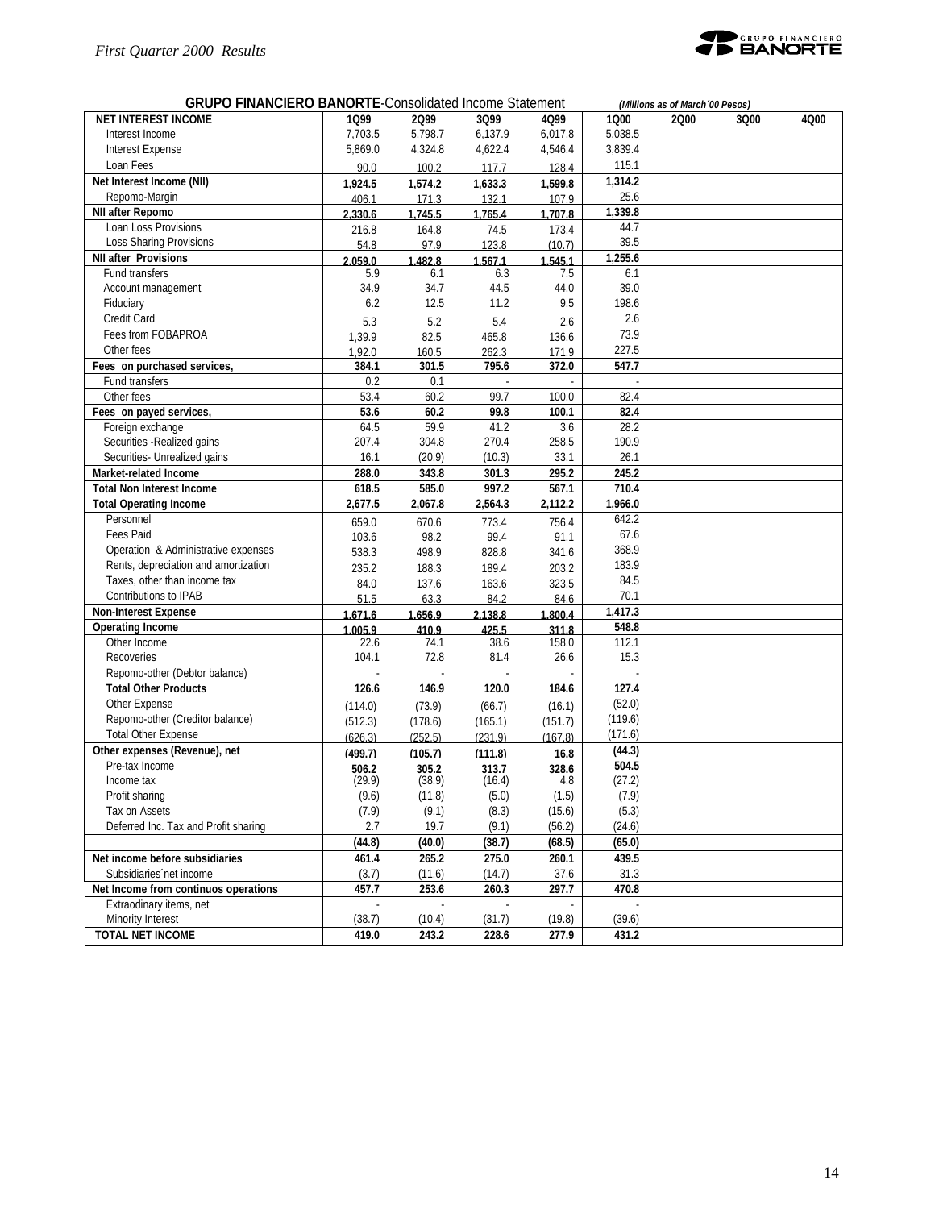**GRUPO FINANCIERO BANORTE**-Consolidated Income Statement *(Millions as of March´00 Pesos)*

| NET INTEREST INCOME | 1Q99 | 2Q99 | 3Q99 | 4Q99 | 1Q00 | 2Q00 | 3Q00 | 4Q00 |
|---|---|---|---|---|---|---|---|---|
| Interest Income | 7,703.5 | 5,798.7 | 6,137.9 | 6,017.8 | 5,038.5 | | | |
| Interest Expense | 5,869.0 | 4,324.8 | 4,622.4 | 4,546.4 | 3,839.4 | | | |
| Loan Fees | 90.0 | 100.2 | 117.7 | 128.4 | 115.1 | | | |
| **Net Interest Income (NII)** | **1,924.5** | **1,574.2** | **1,633.3** | **1,599.8** | **1,314.2** | | | |
| Repomo-Margin | 406.1 | 171.3 | 132.1 | 107.9 | 25.6 | | | |
| **NII after Repomo** | **2,330.6** | **1,745.5** | **1,765.4** | **1,707.8** | **1,339.8** | | | |
| Loan Loss Provisions | 216.8 | 164.8 | 74.5 | 173.4 | 44.7 | | | |
| Loss Sharing Provisions | 54.8 | 97.9 | 123.8 | (10.7) | 39.5 | | | |
| **NII after Provisions** | **2,059.0** | **1,482.8** | **1,567.1** | **1,545.1** | **1,255.6** | | | |
| Fund transfers | 5.9 | 6.1 | 6.3 | 7.5 | 6.1 | | | |
| Account management | 34.9 | 34.7 | 44.5 | 44.0 | 39.0 | | | |
| Fiduciary | 6.2 | 12.5 | 11.2 | 9.5 | 198.6 | | | |
| Credit Card | 5.3 | 5.2 | 5.4 | 2.6 | 2.6 | | | |
| Fees from FOBAPROA | 1,39.9 | 82.5 | 465.8 | 136.6 | 73.9 | | | |
| Other fees | 1,92.0 | 160.5 | 262.3 | 171.9 | 227.5 | | | |
| **Fees on purchased services,** | **384.1** | **301.5** | **795.6** | **372.0** | **547.7** | | | |
| Fund transfers | 0.2 | 0.1 | - | - | - | | | |
| Other fees | 53.4 | 60.2 | 99.7 | 100.0 | 82.4 | | | |
| **Fees on payed services,** | **53.6** | **60.2** | **99.8** | **100.1** | **82.4** | | | |
| Foreign exchange | 64.5 | 59.9 | 41.2 | 3.6 | 28.2 | | | |
| Securities -Realized gains | 207.4 | 304.8 | 270.4 | 258.5 | 190.9 | | | |
| Securities- Unrealized gains | 16.1 | (20.9) | (10.3) | 33.1 | 26.1 | | | |
| **Market-related Income** | **288.0** | **343.8** | **301.3** | **295.2** | **245.2** | | | |
| **Total Non Interest Income** | **618.5** | **585.0** | **997.2** | **567.1** | **710.4** | | | |
| **Total Operating Income** | **2,677.5** | **2,067.8** | **2,564.3** | **2,112.2** | **1,966.0** | | | |
| Personnel | 659.0 | 670.6 | 773.4 | 756.4 | 642.2 | | | |
| Fees Paid | 103.6 | 98.2 | 99.4 | 91.1 | 67.6 | | | |
| Operation & Administrative expenses | 538.3 | 498.9 | 828.8 | 341.6 | 368.9 | | | |
| Rents, depreciation and amortization | 235.2 | 188.3 | 189.4 | 203.2 | 183.9 | | | |
| Taxes, other than income tax | 84.0 | 137.6 | 163.6 | 323.5 | 84.5 | | | |
| Contributions to IPAB | 51.5 | 63.3 | 84.2 | 84.6 | 70.1 | | | |
| **Non-Interest Expense** | **1,671.6** | **1,656.9** | **2,138.8** | **1,800.4** | **1,417.3** | | | |
| **Operating Income** | **1,005.9** | **410.9** | **425.5** | **311.8** | **548.8** | | | |
| Other Income | 22.6 | 74.1 | 38.6 | 158.0 | 112.1 | | | |
| Recoveries | 104.1 | 72.8 | 81.4 | 26.6 | 15.3 | | | |
| Repomo-other (Debtor balance) | - | - | - | - | - | | | |
| **Total Other Products** | **126.6** | **146.9** | **120.0** | **184.6** | **127.4** | | | |
| Other Expense | (114.0) | (73.9) | (66.7) | (16.1) | (52.0) | | | |
| Repomo-other (Creditor balance) | (512.3) | (178.6) | (165.1) | (151.7) | (119.6) | | | |
| Total Other Expense | (626.3) | (252.5) | (231.9) | (167.8) | (171.6) | | | |
| **Other expenses (Revenue), net** | **(499.7)** | **(105.7)** | **(111.8)** | **16.8** | **(44.3)** | | | |
| Pre-tax Income | **506.2** | **305.2** | **313.7** | **328.6** | **504.5** | | | |
| Income tax | (29.9) | (38.9) | (16.4) | 4.8 | (27.2) | | | |
| Profit sharing | (9.6) | (11.8) | (5.0) | (1.5) | (7.9) | | | |
| Tax on Assets | (7.9) | (9.1) | (8.3) | (15.6) | (5.3) | | | |
| Deferred Inc. Tax and Profit sharing | 2.7 | 19.7 | (9.1) | (56.2) | (24.6) | | | |
| | **(44.8)** | **(40.0)** | **(38.7)** | **(68.5)** | **(65.0)** | | | |
| **Net income before subsidiaries** | **461.4** | **265.2** | **275.0** | **260.1** | **439.5** | | | |
| Subsidiaries´net income | (3.7) | (11.6) | (14.7) | 37.6 | 31.3 | | | |
| **Net Income from continuos operations** | **457.7** | **253.6** | **260.3** | **297.7** | **470.8** | | | |
| Extraodinary items, net | - | - | - | - | - | | | |
| Minority Interest | (38.7) | (10.4) | (31.7) | (19.8) | (39.6) | | | |
| **TOTAL NET INCOME** | **419.0** | **243.2** | **228.6** | **277.9** | **431.2** | | | |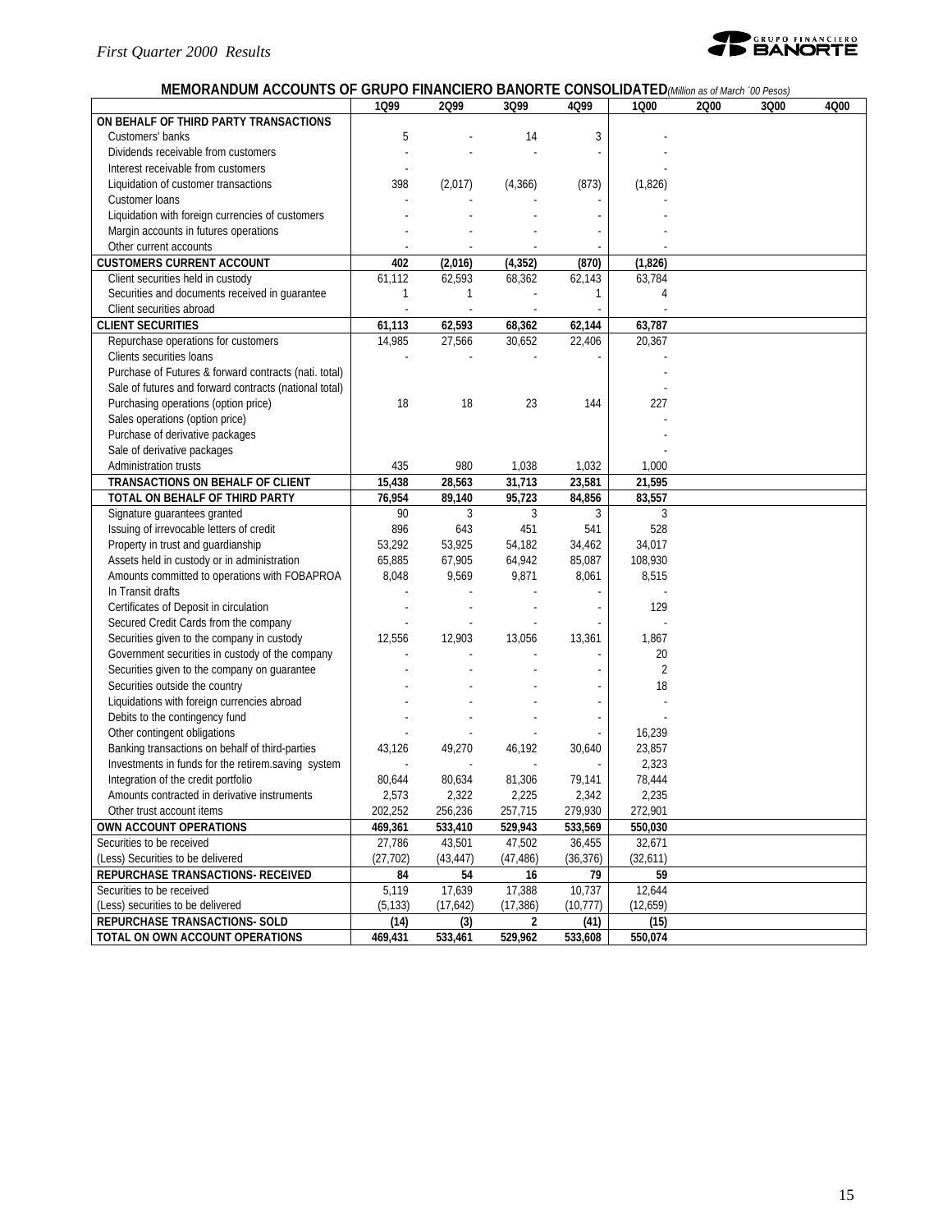## MEMORANDUM ACCOUNTS OF GRUPO FINANCIERO BANORTE CONSOLIDATED *(Million as of March ´00 Pesos)*

| | 1Q99 | 2Q99 | 3Q99 | 4Q99 | 1Q00 | 2Q00 | 3Q00 | 4Q00 |
|---|---|---|---|---|---|---|---|---|
| **ON BEHALF OF THIRD PARTY TRANSACTIONS** | | | | | | | | |
| Customers' banks | 5 | - | 14 | 3 | - | | | |
| Dividends receivable from customers | - | - | - | - | - | | | |
| Interest receivable from customers | - | | | | - | | | |
| Liquidation of customer transactions | 398 | (2,017) | (4,366) | (873) | (1,826) | | | |
| Customer loans | - | - | - | - | - | | | |
| Liquidation with foreign currencies of customers | - | - | - | - | - | | | |
| Margin accounts in futures operations | - | - | - | - | - | | | |
| Other current accounts | - | - | - | - | - | | | |
| **CUSTOMERS CURRENT ACCOUNT** | **402** | **(2,016)** | **(4,352)** | **(870)** | **(1,826)** | | | |
| Client securities held in custody | 61,112 | 62,593 | 68,362 | 62,143 | 63,784 | | | |
| Securities and documents received in guarantee | 1 | 1 | - | 1 | 4 | | | |
| Client securities abroad | - | - | - | - | - | | | |
| **CLIENT SECURITIES** | **61,113** | **62,593** | **68,362** | **62,144** | **63,787** | | | |
| Repurchase operations for customers | 14,985 | 27,566 | 30,652 | 22,406 | 20,367 | | | |
| Clients securities loans | - | - | - | - | - | | | |
| Purchase of Futures & forward contracts (nati. total) | | | | | - | | | |
| Sale of futures and forward contracts (national total) | | | | | - | | | |
| Purchasing operations (option price) | 18 | 18 | 23 | 144 | 227 | | | |
| Sales operations (option price) | | | | | - | | | |
| Purchase of derivative packages | | | | | - | | | |
| Sale of derivative packages | | | | | - | | | |
| Administration trusts | 435 | 980 | 1,038 | 1,032 | 1,000 | | | |
| **TRANSACTIONS ON BEHALF OF CLIENT** | **15,438** | **28,563** | **31,713** | **23,581** | **21,595** | | | |
| **TOTAL ON BEHALF OF THIRD PARTY** | **76,954** | **89,140** | **95,723** | **84,856** | **83,557** | | | |
| Signature guarantees granted | 90 | 3 | 3 | 3 | 3 | | | |
| Issuing of irrevocable letters of credit | 896 | 643 | 451 | 541 | 528 | | | |
| Property in trust and guardianship | 53,292 | 53,925 | 54,182 | 34,462 | 34,017 | | | |
| Assets held in custody or in administration | 65,885 | 67,905 | 64,942 | 85,087 | 108,930 | | | |
| Amounts committed to operations with FOBAPROA | 8,048 | 9,569 | 9,871 | 8,061 | 8,515 | | | |
| In Transit drafts | - | - | - | - | - | | | |
| Certificates of Deposit in circulation | - | - | - | - | 129 | | | |
| Secured Credit Cards from the company | - | - | - | - | - | | | |
| Securities given to the company in custody | 12,556 | 12,903 | 13,056 | 13,361 | 1,867 | | | |
| Government securities in custody of the company | - | - | - | - | 20 | | | |
| Securities given to the company on guarantee | - | - | - | - | 2 | | | |
| Securities outside the country | - | - | - | - | 18 | | | |
| Liquidations with foreign currencies abroad | - | - | - | - | - | | | |
| Debits to the contingency fund | - | - | - | - | - | | | |
| Other contingent obligations | - | - | - | - | 16,239 | | | |
| Banking transactions on behalf of third-parties | 43,126 | 49,270 | 46,192 | 30,640 | 23,857 | | | |
| Investments in funds for the retirem.saving system | - | - | - | - | 2,323 | | | |
| Integration of the credit portfolio | 80,644 | 80,634 | 81,306 | 79,141 | 78,444 | | | |
| Amounts contracted in derivative instruments | 2,573 | 2,322 | 2,225 | 2,342 | 2,235 | | | |
| Other trust account items | 202,252 | 256,236 | 257,715 | 279,930 | 272,901 | | | |
| **OWN ACCOUNT OPERATIONS** | **469,361** | **533,410** | **529,943** | **533,569** | **550,030** | | | |
| Securities to be received | 27,786 | 43,501 | 47,502 | 36,455 | 32,671 | | | |
| (Less) Securities to be delivered | (27,702) | (43,447) | (47,486) | (36,376) | (32,611) | | | |
| **REPURCHASE TRANSACTIONS- RECEIVED** | **84** | **54** | **16** | **79** | **59** | | | |
| Securities to be received | 5,119 | 17,639 | 17,388 | 10,737 | 12,644 | | | |
| (Less) securities to be delivered | (5,133) | (17,642) | (17,386) | (10,777) | (12,659) | | | |
| **REPURCHASE TRANSACTIONS- SOLD** | **(14)** | **(3)** | **2** | **(41)** | **(15)** | | | |
| **TOTAL ON OWN ACCOUNT OPERATIONS** | **469,431** | **533,461** | **529,962** | **533,608** | **550,074** | | | |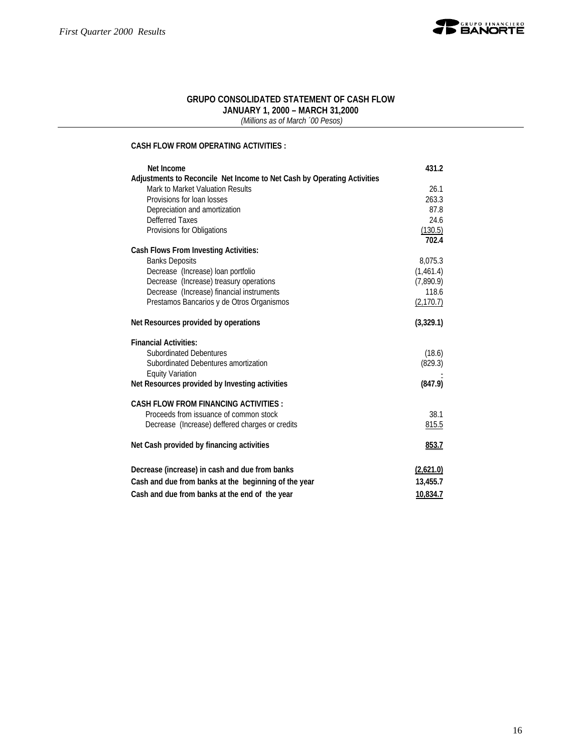## GRUPO CONSOLIDATED STATEMENT OF CASH FLOW

**JANUARY 1, 2000 – MARCH 31,2000**

*(Millions as of March ´00 Pesos)*

| | |
|---|---|
| **CASH FLOW FROM OPERATING ACTIVITIES :** | |
| **Net Income** | **431.2** |
| **Adjustments to Reconcile Net Income to Net Cash by Operating Activities** | |
| Mark to Market Valuation Results | 26.1 |
| Provisions for loan losses | 263.3 |
| Depreciation and amortization | 87.8 |
| Defferred Taxes | 24.6 |
| Provisions for Obligations | (130.5) |
| | **702.4** |
| **Cash Flows From Investing Activities:** | |
| Banks Deposits | 8,075.3 |
| Decrease (Increase) loan portfolio | (1,461.4) |
| Decrease (Increase) treasury operations | (7,890.9) |
| Decrease (Increase) financial instruments | 118.6 |
| Prestamos Bancarios y de Otros Organismos | (2,170.7) |
| **Net Resources provided by operations** | **(3,329.1)** |
| **Financial Activities:** | |
| Subordinated Debentures | (18.6) |
| Subordinated Debentures amortization | (829.3) |
| Equity Variation | - |
| **Net Resources provided by Investing activities** | **(847.9)** |
| **CASH FLOW FROM FINANCING ACTIVITIES :** | |
| Proceeds from issuance of common stock | 38.1 |
| Decrease (Increase) deffered charges or credits | 815.5 |
| **Net Cash provided by financing activities** | **853.7** |
| **Decrease (increase) in cash and due from banks** | **(2,621.0)** |
| **Cash and due from banks at the beginning of the year** | **13,455.7** |
| **Cash and due from banks at the end of the year** | **10,834.7** |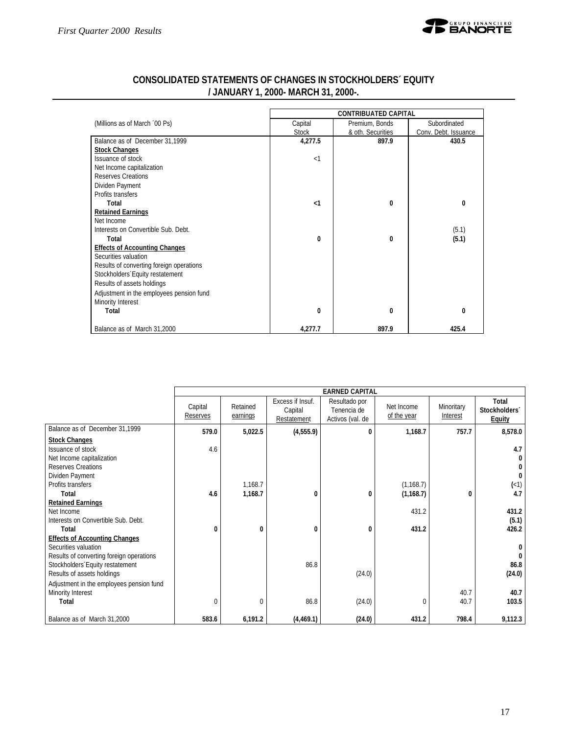## CONSOLIDATED STATEMENTS OF CHANGES IN STOCKHOLDERS´ EQUITY / JANUARY 1, 2000- MARCH 31, 2000-.

| (Millions as of March ´00 Ps) | CONTRIBUATED CAPITAL | | |
|---|---|---|---|
| | Capital Stock | Premium, Bonds & oth. Securities | Subordinated Conv. Debt. Issuance |
| Balance as of December 31,1999 | **4,277.5** | **897.9** | **430.5** |
| **Stock Changes** | | | |
| Issuance of stock | <1 | | |
| Net Income capitalization | | | |
| Reserves Creations | | | |
| Dividen Payment | | | |
| Profits transfers | | | |
| **Total** | **<1** | **0** | **0** |
| **Retained Earnings** | | | |
| Net Income | | | |
| Interests on Convertible Sub. Debt. | | | (5.1) |
| **Total** | **0** | **0** | **(5.1)** |
| **Effects of Accounting Changes** | | | |
| Securities valuation | | | |
| Results of converting foreign operations | | | |
| Stockholders´Equity restatement | | | |
| Results of assets holdings | | | |
| Adjustment in the employees pension fund | | | |
| Minority Interest | | | |
| **Total** | **0** | **0** | **0** |
| Balance as of March 31,2000 | **4,277.7** | **897.9** | **425.4** |

| | EARNED CAPITAL | | | | | | |
|---|---|---|---|---|---|---|---|
| | Capital Reserves | Retained earnings | Excess if Insuf. Capital Restatement | Resultado por Tenencia de Activos (val. de | Net Income of the year | Minoritary Interest | **Total Stockholders´ Equity** |
| Balance as of December 31,1999 | **579.0** | **5,022.5** | **(4,555.9)** | **0** | **1,168.7** | **757.7** | **8,578.0** |
| **Stock Changes** | | | | | | | |
| Issuance of stock | 4.6 | | | | | | **4.7** |
| Net Income capitalization | | | | | | | **0** |
| Reserves Creations | | | | | | | **0** |
| Dividen Payment | | | | | | | **0** |
| Profits transfers | | 1,168.7 | | | (1,168.7) | | **(<1)** |
| **Total** | **4.6** | **1,168.7** | **0** | **0** | **(1,168.7)** | **0** | **4.7** |
| **Retained Earnings** | | | | | | | |
| Net Income | | | | | 431.2 | | **431.2** |
| Interests on Convertible Sub. Debt. | | | | | | | **(5.1)** |
| **Total** | **0** | **0** | **0** | **0** | **431.2** | | **426.2** |
| **Effects of Accounting Changes** | | | | | | | |
| Securities valuation | | | | | | | **0** |
| Results of converting foreign operations | | | | | | | **0** |
| Stockholders´Equity restatement | | | 86.8 | | | | **86.8** |
| Results of assets holdings | | | | (24.0) | | | **(24.0)** |
| Adjustment in the employees pension fund | | | | | | | |
| Minority Interest | | | | | | 40.7 | **40.7** |
| **Total** | 0 | 0 | 86.8 | (24.0) | 0 | 40.7 | **103.5** |
| Balance as of March 31,2000 | **583.6** | **6,191.2** | **(4,469.1)** | **(24.0)** | **431.2** | **798.4** | **9,112.3** |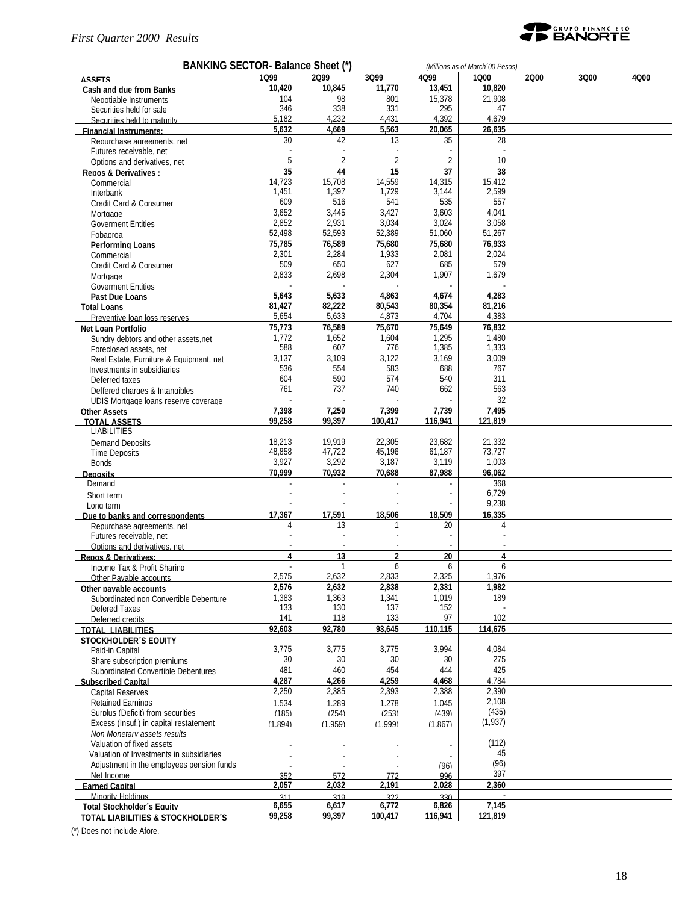*First Quarter 2000 Results*

## BANKING SECTOR- Balance Sheet (*)

*(Millions as of March´00 Pesos)*

| ASSETS | 1Q99 | 2Q99 | 3Q99 | 4Q99 | 1Q00 | 2Q00 | 3Q00 | 4Q00 |
|---|---|---|---|---|---|---|---|---|
| **Cash and due from Banks** | **10,420** | **10,845** | **11,770** | **13,451** | **10,820** | | | |
| Negotiable Instruments | 104 | 98 | 801 | 15,378 | 21,908 | | | |
| Securities held for sale | 346 | 338 | 331 | 295 | 47 | | | |
| Securities held to maturity | 5,182 | 4,232 | 4,431 | 4,392 | 4,679 | | | |
| **Financial Instruments:** | **5,632** | **4,669** | **5,563** | **20,065** | **26,635** | | | |
| Repurchase agreements, net | 30 | 42 | 13 | 35 | 28 | | | |
| Futures receivable, net | - | - | - | - | - | | | |
| Options and derivatives, net | 5 | 2 | 2 | 2 | 10 | | | |
| **Repos & Derivatives :** | **35** | **44** | **15** | **37** | **38** | | | |
| Commercial | 14,723 | 15,708 | 14,559 | 14,315 | 15,412 | | | |
| Interbank | 1,451 | 1,397 | 1,729 | 3,144 | 2,599 | | | |
| Credit Card & Consumer | 609 | 516 | 541 | 535 | 557 | | | |
| Mortgage | 3,652 | 3,445 | 3,427 | 3,603 | 4,041 | | | |
| Goverment Entities | 2,852 | 2,931 | 3,034 | 3,024 | 3,058 | | | |
| Fobaproa | 52,498 | 52,593 | 52,389 | 51,060 | 51,267 | | | |
| **Performing Loans** | **75,785** | **76,589** | **75,680** | **75,680** | **76,933** | | | |
| Commercial | 2,301 | 2,284 | 1,933 | 2,081 | 2,024 | | | |
| Credit Card & Consumer | 509 | 650 | 627 | 685 | 579 | | | |
| Mortgage | 2,833 | 2,698 | 2,304 | 1,907 | 1,679 | | | |
| Goverment Entities | - | - | - | - | - | | | |
| **Past Due Loans** | **5,643** | **5,633** | **4,863** | **4,674** | **4,283** | | | |
| **Total Loans** | **81,427** | **82,222** | **80,543** | **80,354** | **81,216** | | | |
| Preventive loan loss reserves | 5,654 | 5,633 | 4,873 | 4,704 | 4,383 | | | |
| **Net Loan Portfolio** | **75,773** | **76,589** | **75,670** | **75,649** | **76,832** | | | |
| Sundry debtors and other assets,net | 1,772 | 1,652 | 1,604 | 1,295 | 1,480 | | | |
| Foreclosed assets, net | 588 | 607 | 776 | 1,385 | 1,333 | | | |
| Real Estate, Furniture & Equipment, net | 3,137 | 3,109 | 3,122 | 3,169 | 3,009 | | | |
| Investments in subsidiaries | 536 | 554 | 583 | 688 | 767 | | | |
| Deferred taxes | 604 | 590 | 574 | 540 | 311 | | | |
| Deffered charges & Intangibles | 761 | 737 | 740 | 662 | 563 | | | |
| UDIS Mortgage loans reserve coverage | - | - | - | - | 32 | | | |
| **Other Assets** | **7,398** | **7,250** | **7,399** | **7,739** | **7,495** | | | |
| **TOTAL ASSETS** | **99,258** | **99,397** | **100,417** | **116,941** | **121,819** | | | |
| LIABILITIES | | | | | | | | |
| Demand Deposits | 18,213 | 19,919 | 22,305 | 23,682 | 21,332 | | | |
| Time Deposits | 48,858 | 47,722 | 45,196 | 61,187 | 73,727 | | | |
| Bonds | 3,927 | 3,292 | 3,187 | 3,119 | 1,003 | | | |
| **Deposits** | **70,999** | **70,932** | **70,688** | **87,988** | **96,062** | | | |
| Demand | - | - | - | - | 368 | | | |
| Short term | - | - | - | - | 6,729 | | | |
| Long term | - | - | - | - | 9,238 | | | |
| **Due to banks and correspondents** | **17,367** | **17,591** | **18,506** | **18,509** | **16,335** | | | |
| Repurchase agreements, net | 4 | 13 | 1 | 20 | 4 | | | |
| Futures receivable, net | - | - | - | - | - | | | |
| Options and derivatives, net | - | - | - | - | - | | | |
| **Repos & Derivatives:** | **4** | **13** | **2** | **20** | **4** | | | |
| Income Tax & Profit Sharing | - | 1 | 6 | 6 | 6 | | | |
| Other Payable accounts | 2,575 | 2,632 | 2,833 | 2,325 | 1,976 | | | |
| **Other payable accounts** | **2,576** | **2,632** | **2,838** | **2,331** | **1,982** | | | |
| Subordinated non Convertible Debenture | 1,383 | 1,363 | 1,341 | 1,019 | 189 | | | |
| Defered Taxes | 133 | 130 | 137 | 152 | - | | | |
| Deferred credits | 141 | 118 | 133 | 97 | 102 | | | |
| **TOTAL LIABILITIES** | **92,603** | **92,780** | **93,645** | **110,115** | **114,675** | | | |
| **STOCKHOLDER´S EQUITY** | | | | | | | | |
| Paid-in Capital | 3,775 | 3,775 | 3,775 | 3,994 | 4,084 | | | |
| Share subscription premiums | 30 | 30 | 30 | 30 | 275 | | | |
| Subordinated Convertible Debentures | 481 | 460 | 454 | 444 | 425 | | | |
| **Subscribed Capital** | **4,287** | **4,266** | **4,259** | **4,468** | 4,784 | | | |
| Capital Reserves | 2,250 | 2,385 | 2,393 | 2,388 | 2,390 | | | |
| Retained Earnings | 1,534 | 1,289 | 1,278 | 1,045 | 2,108 | | | |
| Surplus (Deficit) from securities | (185) | (254) | (253) | (439) | (435) | | | |
| Excess (Insuf.) in capital restatement | (1,894) | (1,959) | (1,999) | (1,867) | (1,937) | | | |
| *Non Monetary assets results* | | | | | | | | |
| Valuation of fixed assets | - | - | - | - | (112) | | | |
| Valuation of Investments in subsidiaries | - | - | - | - | 45 | | | |
| Adjustment in the employees pension funds | - | - | - | (96) | (96) | | | |
| Net Income | 352 | 572 | 772 | 996 | 397 | | | |
| **Earned Capital** | **2,057** | **2,032** | **2,191** | **2,028** | **2,360** | | | |
| Minority Holdings | 311 | 319 | 322 | 330 | - | | | |
| **Total Stockholder´s Equity** | **6,655** | **6,617** | **6,772** | **6,826** | **7,145** | | | |
| **TOTAL LIABILITIES & STOCKHOLDER´S** | **99,258** | **99,397** | **100,417** | **116,941** | **121,819** | | | |

(*) Does not include Afore.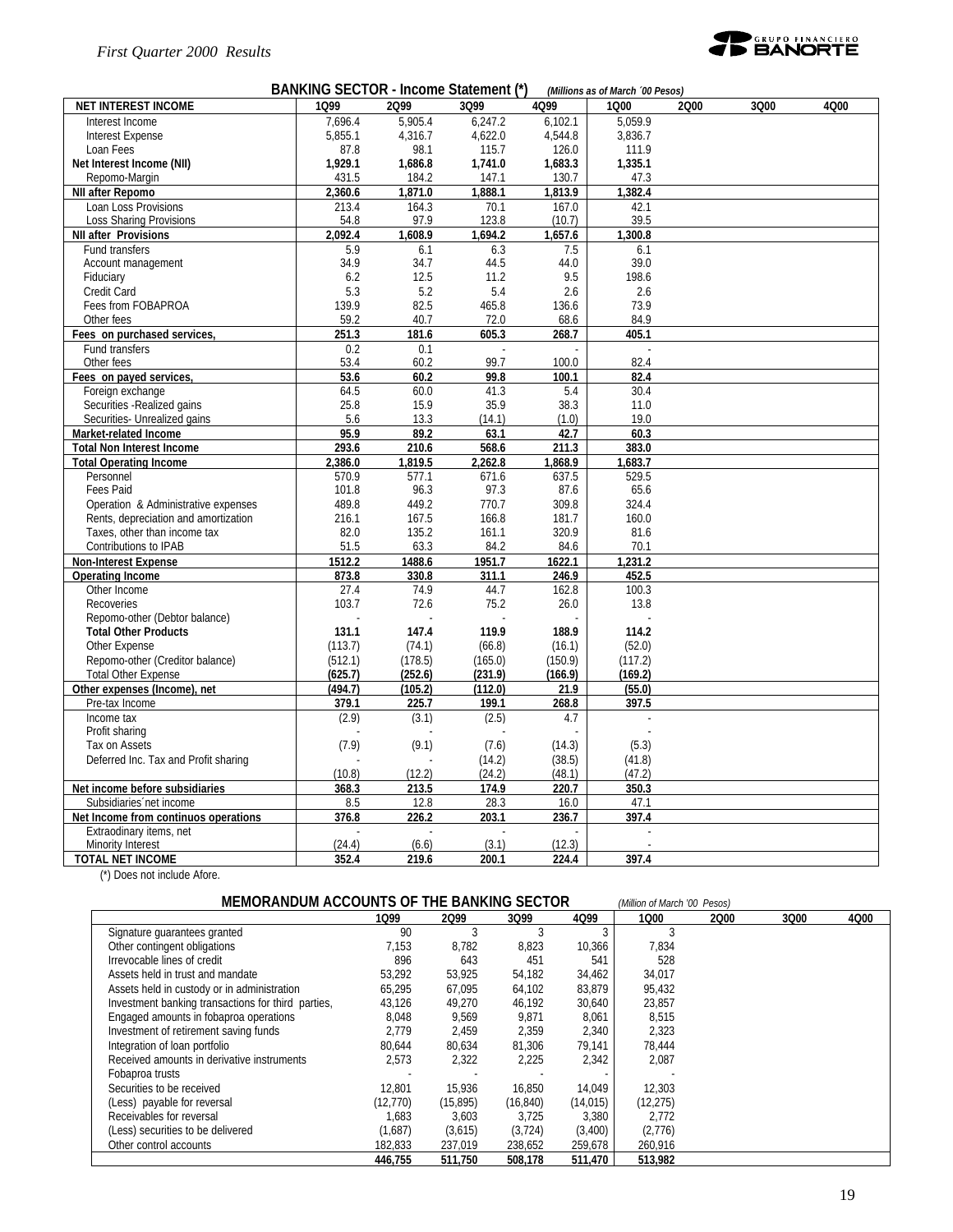## BANKING SECTOR - Income Statement (*) *(Millions as of March ´00 Pesos)*

| NET INTEREST INCOME | 1Q99 | 2Q99 | 3Q99 | 4Q99 | 1Q00 | 2Q00 | 3Q00 | 4Q00 |
|---|---|---|---|---|---|---|---|---|
| Interest Income | 7,696.4 | 5,905.4 | 6,247.2 | 6,102.1 | 5,059.9 | | | |
| Interest Expense | 5,855.1 | 4,316.7 | 4,622.0 | 4,544.8 | 3,836.7 | | | |
| Loan Fees | 87.8 | 98.1 | 115.7 | 126.0 | 111.9 | | | |
| **Net Interest Income (NII)** | **1,929.1** | **1,686.8** | **1,741.0** | **1,683.3** | **1,335.1** | | | |
| Repomo-Margin | 431.5 | 184.2 | 147.1 | 130.7 | 47.3 | | | |
| **NII after Repomo** | **2,360.6** | **1,871.0** | **1,888.1** | **1,813.9** | **1,382.4** | | | |
| Loan Loss Provisions | 213.4 | 164.3 | 70.1 | 167.0 | 42.1 | | | |
| Loss Sharing Provisions | 54.8 | 97.9 | 123.8 | (10.7) | 39.5 | | | |
| **NII after Provisions** | **2,092.4** | **1,608.9** | **1,694.2** | **1,657.6** | **1,300.8** | | | |
| Fund transfers | 5.9 | 6.1 | 6.3 | 7.5 | 6.1 | | | |
| Account management | 34.9 | 34.7 | 44.5 | 44.0 | 39.0 | | | |
| Fiduciary | 6.2 | 12.5 | 11.2 | 9.5 | 198.6 | | | |
| Credit Card | 5.3 | 5.2 | 5.4 | 2.6 | 2.6 | | | |
| Fees from FOBAPROA | 139.9 | 82.5 | 465.8 | 136.6 | 73.9 | | | |
| Other fees | 59.2 | 40.7 | 72.0 | 68.6 | 84.9 | | | |
| **Fees on purchased services,** | **251.3** | **181.6** | **605.3** | **268.7** | **405.1** | | | |
| Fund transfers | 0.2 | 0.1 | - | - | - | | | |
| Other fees | 53.4 | 60.2 | 99.7 | 100.0 | 82.4 | | | |
| **Fees on payed services,** | **53.6** | **60.2** | **99.8** | **100.1** | **82.4** | | | |
| Foreign exchange | 64.5 | 60.0 | 41.3 | 5.4 | 30.4 | | | |
| Securities -Realized gains | 25.8 | 15.9 | 35.9 | 38.3 | 11.0 | | | |
| Securities- Unrealized gains | 5.6 | 13.3 | (14.1) | (1.0) | 19.0 | | | |
| **Market-related Income** | **95.9** | **89.2** | **63.1** | **42.7** | **60.3** | | | |
| **Total Non Interest Income** | **293.6** | **210.6** | **568.6** | **211.3** | **383.0** | | | |
| **Total Operating Income** | **2,386.0** | **1,819.5** | **2,262.8** | **1,868.9** | **1,683.7** | | | |
| Personnel | 570.9 | 577.1 | 671.6 | 637.5 | 529.5 | | | |
| Fees Paid | 101.8 | 96.3 | 97.3 | 87.6 | 65.6 | | | |
| Operation & Administrative expenses | 489.8 | 449.2 | 770.7 | 309.8 | 324.4 | | | |
| Rents, depreciation and amortization | 216.1 | 167.5 | 166.8 | 181.7 | 160.0 | | | |
| Taxes, other than income tax | 82.0 | 135.2 | 161.1 | 320.9 | 81.6 | | | |
| Contributions to IPAB | 51.5 | 63.3 | 84.2 | 84.6 | 70.1 | | | |
| **Non-Interest Expense** | **1512.2** | **1488.6** | **1951.7** | **1622.1** | **1,231.2** | | | |
| **Operating Income** | **873.8** | **330.8** | **311.1** | **246.9** | **452.5** | | | |
| Other Income | 27.4 | 74.9 | 44.7 | 162.8 | 100.3 | | | |
| Recoveries | 103.7 | 72.6 | 75.2 | 26.0 | 13.8 | | | |
| Repomo-other (Debtor balance) | - | - | - | - | - | | | |
| **Total Other Products** | **131.1** | **147.4** | **119.9** | **188.9** | **114.2** | | | |
| Other Expense | (113.7) | (74.1) | (66.8) | (16.1) | (52.0) | | | |
| Repomo-other (Creditor balance) | (512.1) | (178.5) | (165.0) | (150.9) | (117.2) | | | |
| Total Other Expense | (625.7) | (252.6) | (231.9) | (166.9) | (169.2) | | | |
| **Other expenses (Income), net** | **(494.7)** | **(105.2)** | **(112.0)** | **21.9** | **(55.0)** | | | |
| Pre-tax Income | 379.1 | 225.7 | 199.1 | 268.8 | 397.5 | | | |
| Income tax | (2.9) | (3.1) | (2.5) | 4.7 | - | | | |
| Profit sharing | - | - | - | - | - | | | |
| Tax on Assets | (7.9) | (9.1) | (7.6) | (14.3) | (5.3) | | | |
| Deferred Inc. Tax and Profit sharing | - | - | (14.2) | (38.5) | (41.8) | | | |
| | (10.8) | (12.2) | (24.2) | (48.1) | (47.2) | | | |
| **Net income before subsidiaries** | **368.3** | **213.5** | **174.9** | **220.7** | **350.3** | | | |
| Subsidiaries´net income | 8.5 | 12.8 | 28.3 | 16.0 | 47.1 | | | |
| **Net Income from continuos operations** | **376.8** | **226.2** | **203.1** | **236.7** | **397.4** | | | |
| Extraodinary items, net | - | - | - | - | - | | | |
| Minority Interest | (24.4) | (6.6) | (3.1) | (12.3) | - | | | |
| **TOTAL NET INCOME** | **352.4** | **219.6** | **200.1** | **224.4** | **397.4** | | | |

(*) Does not include Afore.

## MEMORANDUM ACCOUNTS OF THE BANKING SECTOR *(Million of March '00 Pesos)*

| | 1Q99 | 2Q99 | 3Q99 | 4Q99 | 1Q00 | 2Q00 | 3Q00 | 4Q00 |
|---|---|---|---|---|---|---|---|---|
| Signature guarantees granted | 90 | 3 | 3 | 3 | 3 | | | |
| Other contingent obligations | 7,153 | 8,782 | 8,823 | 10,366 | 7,834 | | | |
| Irrevocable lines of credit | 896 | 643 | 451 | 541 | 528 | | | |
| Assets held in trust and mandate | 53,292 | 53,925 | 54,182 | 34,462 | 34,017 | | | |
| Assets held in custody or in administration | 65,295 | 67,095 | 64,102 | 83,879 | 95,432 | | | |
| Investment banking transactions for third parties, | 43,126 | 49,270 | 46,192 | 30,640 | 23,857 | | | |
| Engaged amounts in fobaproa operations | 8,048 | 9,569 | 9,871 | 8,061 | 8,515 | | | |
| Investment of retirement saving funds | 2,779 | 2,459 | 2,359 | 2,340 | 2,323 | | | |
| Integration of loan portfolio | 80,644 | 80,634 | 81,306 | 79,141 | 78,444 | | | |
| Received amounts in derivative instruments | 2,573 | 2,322 | 2,225 | 2,342 | 2,087 | | | |
| Fobaproa trusts | - | - | - | - | - | | | |
| Securities to be received | 12,801 | 15,936 | 16,850 | 14,049 | 12,303 | | | |
| (Less) payable for reversal | (12,770) | (15,895) | (16,840) | (14,015) | (12,275) | | | |
| Receivables for reversal | 1,683 | 3,603 | 3,725 | 3,380 | 2,772 | | | |
| (Less) securities to be delivered | (1,687) | (3,615) | (3,724) | (3,400) | (2,776) | | | |
| Other control accounts | 182,833 | 237,019 | 238,652 | 259,678 | 260,916 | | | |
| | **446,755** | **511,750** | **508,178** | **511,470** | **513,982** | | | |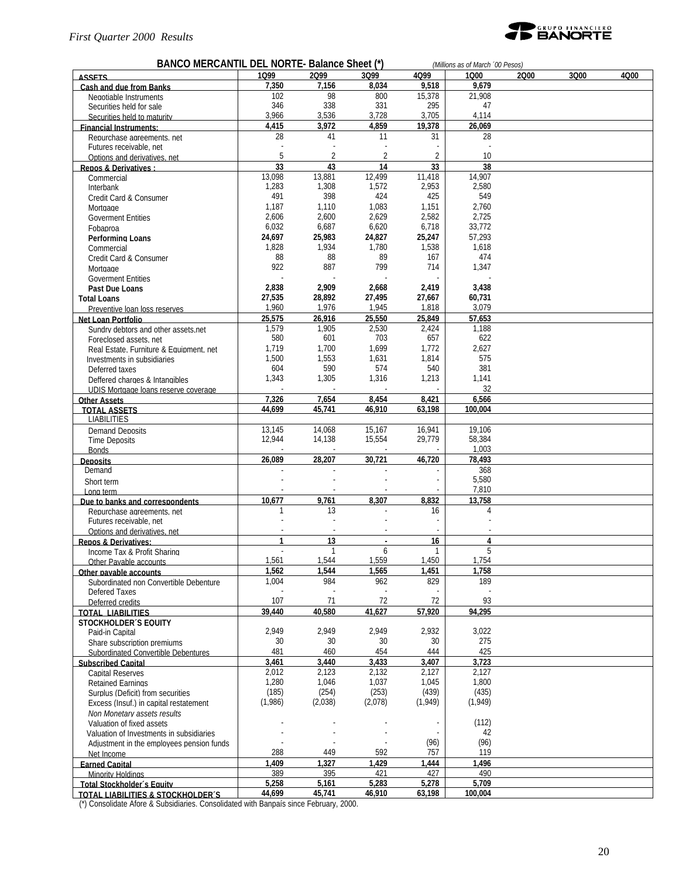## BANCO MERCANTIL DEL NORTE- Balance Sheet (*)

*(Millions as of March ´00 Pesos)*

| ASSETS | 1Q99 | 2Q99 | 3Q99 | 4Q99 | 1Q00 | 2Q00 | 3Q00 | 4Q00 |
|---|---|---|---|---|---|---|---|---|
| **Cash and due from Banks** | **7,350** | **7,156** | **8,034** | **9,518** | **9,679** | | | |
| Negotiable Instruments | 102 | 98 | 800 | 15,378 | 21,908 | | | |
| Securities held for sale | 346 | 338 | 331 | 295 | 47 | | | |
| Securities held to maturity | 3,966 | 3,536 | 3,728 | 3,705 | 4,114 | | | |
| **Financial Instruments:** | **4,415** | **3,972** | **4,859** | **19,378** | **26,069** | | | |
| Repurchase agreements, net | 28 | 41 | 11 | 31 | 28 | | | |
| Futures receivable, net | - | - | - | - | - | | | |
| Options and derivatives, net | 5 | 2 | 2 | 2 | 10 | | | |
| **Repos & Derivatives :** | **33** | **43** | **14** | **33** | **38** | | | |
| Commercial | 13,098 | 13,881 | 12,499 | 11,418 | 14,907 | | | |
| Interbank | 1,283 | 1,308 | 1,572 | 2,953 | 2,580 | | | |
| Credit Card & Consumer | 491 | 398 | 424 | 425 | 549 | | | |
| Mortgage | 1,187 | 1,110 | 1,083 | 1,151 | 2,760 | | | |
| Goverment Entities | 2,606 | 2,600 | 2,629 | 2,582 | 2,725 | | | |
| Fobaproa | 6,032 | 6,687 | 6,620 | 6,718 | 33,772 | | | |
| **Performing Loans** | **24,697** | **25,983** | **24,827** | **25,247** | **57,293** | | | |
| Commercial | 1,828 | 1,934 | 1,780 | 1,538 | 1,618 | | | |
| Credit Card & Consumer | 88 | 88 | 89 | 167 | 474 | | | |
| Mortgage | 922 | 887 | 799 | 714 | 1,347 | | | |
| Goverment Entities | - | - | - | - | - | | | |
| **Past Due Loans** | **2,838** | **2,909** | **2,668** | **2,419** | **3,438** | | | |
| **Total Loans** | **27,535** | **28,892** | **27,495** | **27,667** | **60,731** | | | |
| Preventive loan loss reserves | 1,960 | 1,976 | 1,945 | 1,818 | 3,079 | | | |
| **Net Loan Portfolio** | **25,575** | **26,916** | **25,550** | **25,849** | **57,653** | | | |
| Sundry debtors and other assets,net | 1,579 | 1,905 | 2,530 | 2,424 | 1,188 | | | |
| Foreclosed assets, net | 580 | 601 | 703 | 657 | 622 | | | |
| Real Estate, Furniture & Equipment, net | 1,719 | 1,700 | 1,699 | 1,772 | 2,627 | | | |
| Investments in subsidiaries | 1,500 | 1,553 | 1,631 | 1,814 | 575 | | | |
| Deferred taxes | 604 | 590 | 574 | 540 | 381 | | | |
| Deffered charges & Intangibles | 1,343 | 1,305 | 1,316 | 1,213 | 1,141 | | | |
| UDIS Mortgage loans reserve coverage | - | - | - | - | 32 | | | |
| **Other Assets** | **7,326** | **7,654** | **8,454** | **8,421** | **6,566** | | | |
| **TOTAL ASSETS** | **44,699** | **45,741** | **46,910** | **63,198** | **100,004** | | | |
| LIABILITIES | | | | | | | | |
| Demand Deposits | 13,145 | 14,068 | 15,167 | 16,941 | 19,106 | | | |
| Time Deposits | 12,944 | 14,138 | 15,554 | 29,779 | 58,384 | | | |
| Bonds | - | - | - | - | 1,003 | | | |
| **Deposits** | **26,089** | **28,207** | **30,721** | **46,720** | **78,493** | | | |
| Demand | - | - | - | - | 368 | | | |
| Short term | - | - | - | - | 5,580 | | | |
| Long term | - | - | - | - | 7,810 | | | |
| **Due to banks and correspondents** | **10,677** | **9,761** | **8,307** | **8,832** | **13,758** | | | |
| Repurchase agreements, net | 1 | 13 | - | 16 | 4 | | | |
| Futures receivable, net | - | - | - | - | - | | | |
| Options and derivatives, net | - | - | - | - | - | | | |
| **Repos & Derivatives:** | **1** | **13** | **-** | **16** | **4** | | | |
| Income Tax & Profit Sharing | - | 1 | 6 | 1 | 5 | | | |
| Other Payable accounts | 1,561 | 1,544 | 1,559 | 1,450 | 1,754 | | | |
| **Other payable accounts** | **1,562** | **1,544** | **1,565** | **1,451** | **1,758** | | | |
| Subordinated non Convertible Debenture | 1,004 | 984 | 962 | 829 | 189 | | | |
| Defered Taxes | - | - | - | - | - | | | |
| Deferred credits | 107 | 71 | 72 | 72 | 93 | | | |
| **TOTAL LIABILITIES** | **39,440** | **40,580** | **41,627** | **57,920** | **94,295** | | | |
| **STOCKHOLDER´S EQUITY** | | | | | | | | |
| Paid-in Capital | 2,949 | 2,949 | 2,949 | 2,932 | 3,022 | | | |
| Share subscription premiums | 30 | 30 | 30 | 30 | 275 | | | |
| Subordinated Convertible Debentures | 481 | 460 | 454 | 444 | 425 | | | |
| **Subscribed Capital** | **3,461** | **3,440** | **3,433** | **3,407** | **3,723** | | | |
| Capital Reserves | 2,012 | 2,123 | 2,132 | 2,127 | 2,127 | | | |
| Retained Earnings | 1,280 | 1,046 | 1,037 | 1,045 | 1,800 | | | |
| Surplus (Deficit) from securities | (185) | (254) | (253) | (439) | (435) | | | |
| Excess (Insuf.) in capital restatement | (1,986) | (2,038) | (2,078) | (1,949) | (1,949) | | | |
| *Non Monetary assets results* | | | | | | | | |
| Valuation of fixed assets | - | - | - | - | (112) | | | |
| Valuation of Investments in subsidiaries | - | - | - | - | 42 | | | |
| Adjustment in the employees pension funds | - | - | - | (96) | (96) | | | |
| Net Income | 288 | 449 | 592 | 757 | 119 | | | |
| **Earned Capital** | **1,409** | **1,327** | **1,429** | **1,444** | **1,496** | | | |
| Minority Holdings | 389 | 395 | 421 | 427 | 490 | | | |
| **Total Stockholder´s Equity** | **5,258** | **5,161** | **5,283** | **5,278** | **5,709** | | | |
| **TOTAL LIABILITIES & STOCKHOLDER´S** | **44,699** | **45,741** | **46,910** | **63,198** | **100,004** | | | |

(*) Consolidate Afore & Subsidiaries. Consolidated with Banpaís since February, 2000.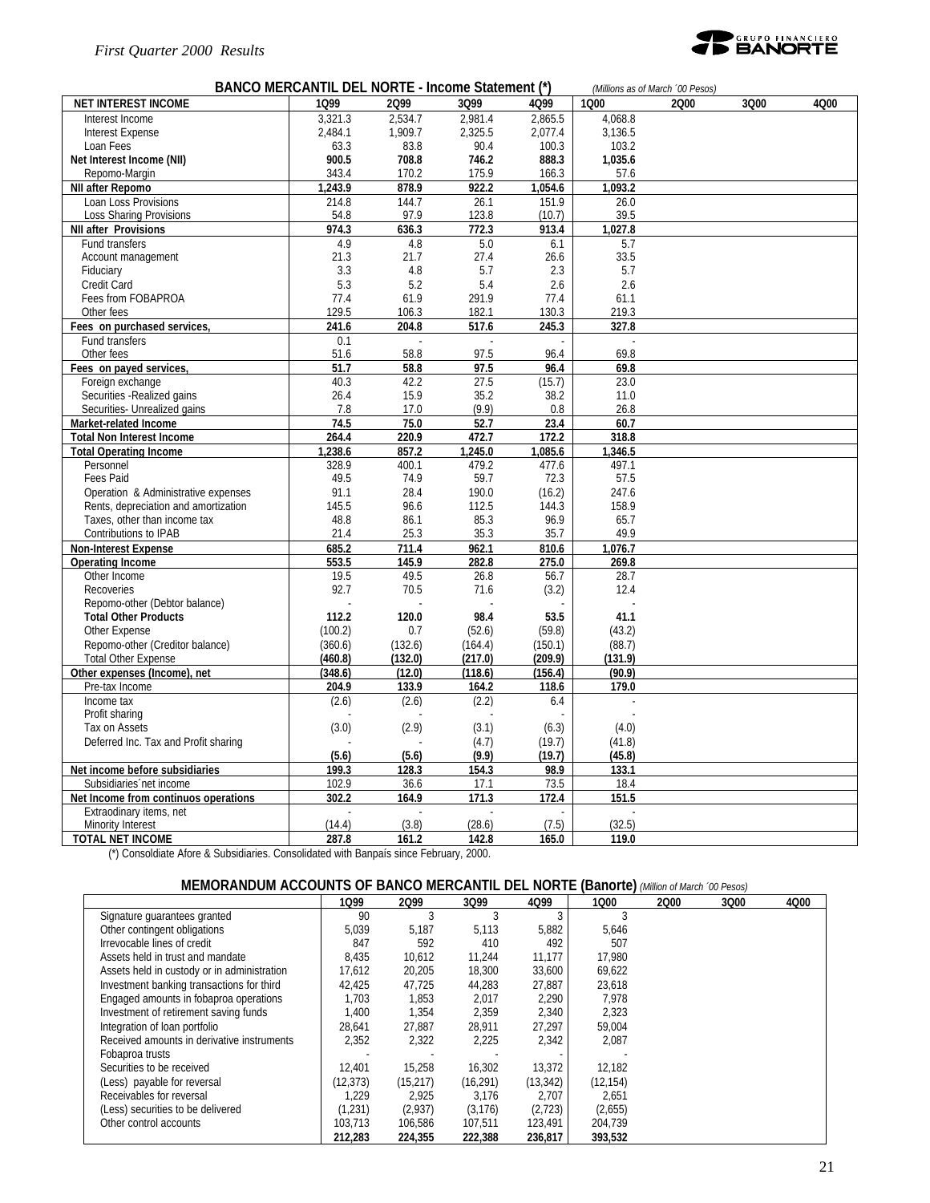## BANCO MERCANTIL DEL NORTE - Income Statement (*)

*(Millions as of March ´00 Pesos)*

| NET INTEREST INCOME | 1Q99 | 2Q99 | 3Q99 | 4Q99 | 1Q00 | 2Q00 | 3Q00 | 4Q00 |
|---|---|---|---|---|---|---|---|---|
| Interest Income | 3,321.3 | 2,534.7 | 2,981.4 | 2,865.5 | 4,068.8 | | | |
| Interest Expense | 2,484.1 | 1,909.7 | 2,325.5 | 2,077.4 | 3,136.5 | | | |
| Loan Fees | 63.3 | 83.8 | 90.4 | 100.3 | 103.2 | | | |
| **Net Interest Income (NII)** | **900.5** | **708.8** | **746.2** | **888.3** | **1,035.6** | | | |
| Repomo-Margin | 343.4 | 170.2 | 175.9 | 166.3 | 57.6 | | | |
| **NII after Repomo** | **1,243.9** | **878.9** | **922.2** | **1,054.6** | **1,093.2** | | | |
| Loan Loss Provisions | 214.8 | 144.7 | 26.1 | 151.9 | 26.0 | | | |
| Loss Sharing Provisions | 54.8 | 97.9 | 123.8 | (10.7) | 39.5 | | | |
| **NII after Provisions** | **974.3** | **636.3** | **772.3** | **913.4** | **1,027.8** | | | |
| Fund transfers | 4.9 | 4.8 | 5.0 | 6.1 | 5.7 | | | |
| Account management | 21.3 | 21.7 | 27.4 | 26.6 | 33.5 | | | |
| Fiduciary | 3.3 | 4.8 | 5.7 | 2.3 | 5.7 | | | |
| Credit Card | 5.3 | 5.2 | 5.4 | 2.6 | 2.6 | | | |
| Fees from FOBAPROA | 77.4 | 61.9 | 291.9 | 77.4 | 61.1 | | | |
| Other fees | 129.5 | 106.3 | 182.1 | 130.3 | 219.3 | | | |
| **Fees on purchased services,** | **241.6** | **204.8** | **517.6** | **245.3** | **327.8** | | | |
| Fund transfers | 0.1 | - | - | - | - | | | |
| Other fees | 51.6 | 58.8 | 97.5 | 96.4 | 69.8 | | | |
| **Fees on payed services,** | **51.7** | **58.8** | **97.5** | **96.4** | **69.8** | | | |
| Foreign exchange | 40.3 | 42.2 | 27.5 | (15.7) | 23.0 | | | |
| Securities -Realized gains | 26.4 | 15.9 | 35.2 | 38.2 | 11.0 | | | |
| Securities- Unrealized gains | 7.8 | 17.0 | (9.9) | 0.8 | 26.8 | | | |
| **Market-related Income** | **74.5** | **75.0** | **52.7** | **23.4** | **60.7** | | | |
| **Total Non Interest Income** | **264.4** | **220.9** | **472.7** | **172.2** | **318.8** | | | |
| **Total Operating Income** | **1,238.6** | **857.2** | **1,245.0** | **1,085.6** | **1,346.5** | | | |
| Personnel | 328.9 | 400.1 | 479.2 | 477.6 | 497.1 | | | |
| Fees Paid | 49.5 | 74.9 | 59.7 | 72.3 | 57.5 | | | |
| Operation & Administrative expenses | 91.1 | 28.4 | 190.0 | (16.2) | 247.6 | | | |
| Rents, depreciation and amortization | 145.5 | 96.6 | 112.5 | 144.3 | 158.9 | | | |
| Taxes, other than income tax | 48.8 | 86.1 | 85.3 | 96.9 | 65.7 | | | |
| Contributions to IPAB | 21.4 | 25.3 | 35.3 | 35.7 | 49.9 | | | |
| **Non-Interest Expense** | **685.2** | **711.4** | **962.1** | **810.6** | **1,076.7** | | | |
| **Operating Income** | **553.5** | **145.9** | **282.8** | **275.0** | **269.8** | | | |
| Other Income | 19.5 | 49.5 | 26.8 | 56.7 | 28.7 | | | |
| Recoveries | 92.7 | 70.5 | 71.6 | (3.2) | 12.4 | | | |
| Repomo-other (Debtor balance) | - | - | - | - | - | | | |
| **Total Other Products** | **112.2** | **120.0** | **98.4** | **53.5** | **41.1** | | | |
| Other Expense | (100.2) | 0.7 | (52.6) | (59.8) | (43.2) | | | |
| Repomo-other (Creditor balance) | (360.6) | (132.6) | (164.4) | (150.1) | (88.7) | | | |
| **Total Other Expense** | **(460.8)** | **(132.0)** | **(217.0)** | **(209.9)** | **(131.9)** | | | |
| **Other expenses (Income), net** | **(348.6)** | **(12.0)** | **(118.6)** | **(156.4)** | **(90.9)** | | | |
| Pre-tax Income | 204.9 | 133.9 | 164.2 | 118.6 | 179.0 | | | |
| Income tax | (2.6) | (2.6) | (2.2) | 6.4 | - | | | |
| Profit sharing | - | - | - | - | - | | | |
| Tax on Assets | (3.0) | (2.9) | (3.1) | (6.3) | (4.0) | | | |
| Deferred Inc. Tax and Profit sharing | - | - | (4.7) | (19.7) | (41.8) | | | |
| | **(5.6)** | **(5.6)** | **(9.9)** | **(19.7)** | **(45.8)** | | | |
| **Net income before subsidiaries** | **199.3** | **128.3** | **154.3** | **98.9** | **133.1** | | | |
| Subsidiaries´net income | 102.9 | 36.6 | 17.1 | 73.5 | 18.4 | | | |
| **Net Income from continuos operations** | **302.2** | **164.9** | **171.3** | **172.4** | **151.5** | | | |
| Extraodinary items, net | - | - | - | - | - | | | |
| Minority Interest | (14.4) | (3.8) | (28.6) | (7.5) | (32.5) | | | |
| **TOTAL NET INCOME** | **287.8** | **161.2** | **142.8** | **165.0** | **119.0** | | | |

(*) Consoldiate Afore & Subsidiaries. Consolidated with Banpaís since February, 2000.

## MEMORANDUM ACCOUNTS OF BANCO MERCANTIL DEL NORTE (Banorte)

*(Million of March ´00 Pesos)*

| | 1Q99 | 2Q99 | 3Q99 | 4Q99 | 1Q00 | 2Q00 | 3Q00 | 4Q00 |
|---|---|---|---|---|---|---|---|---|
| Signature guarantees granted | 90 | 3 | 3 | 3 | 3 | | | |
| Other contingent obligations | 5,039 | 5,187 | 5,113 | 5,882 | 5,646 | | | |
| Irrevocable lines of credit | 847 | 592 | 410 | 492 | 507 | | | |
| Assets held in trust and mandate | 8,435 | 10,612 | 11,244 | 11,177 | 17,980 | | | |
| Assets held in custody or in administration | 17,612 | 20,205 | 18,300 | 33,600 | 69,622 | | | |
| Investment banking transactions for third | 42,425 | 47,725 | 44,283 | 27,887 | 23,618 | | | |
| Engaged amounts in fobaproa operations | 1,703 | 1,853 | 2,017 | 2,290 | 7,978 | | | |
| Investment of retirement saving funds | 1,400 | 1,354 | 2,359 | 2,340 | 2,323 | | | |
| Integration of loan portfolio | 28,641 | 27,887 | 28,911 | 27,297 | 59,004 | | | |
| Received amounts in derivative instruments | 2,352 | 2,322 | 2,225 | 2,342 | 2,087 | | | |
| Fobaproa trusts | - | - | - | - | - | | | |
| Securities to be received | 12,401 | 15,258 | 16,302 | 13,372 | 12,182 | | | |
| (Less) payable for reversal | (12,373) | (15,217) | (16,291) | (13,342) | (12,154) | | | |
| Receivables for reversal | 1,229 | 2,925 | 3,176 | 2,707 | 2,651 | | | |
| (Less) securities to be delivered | (1,231) | (2,937) | (3,176) | (2,723) | (2,655) | | | |
| Other control accounts | 103,713 | 106,586 | 107,511 | 123,491 | 204,739 | | | |
| | **212,283** | **224,355** | **222,388** | **236,817** | **393,532** | | | |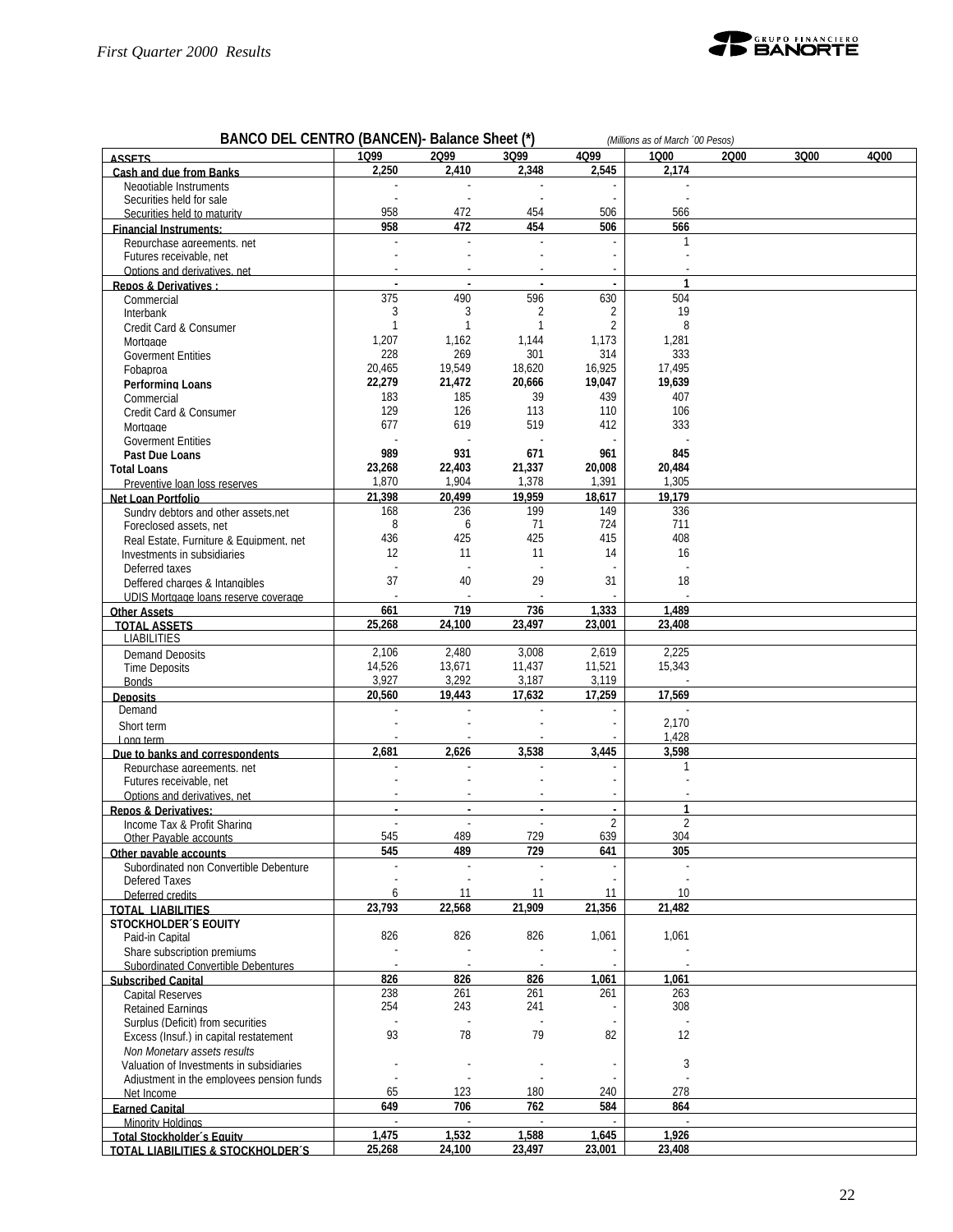## BANCO DEL CENTRO (BANCEN)- Balance Sheet (*)

*(Millions as of March ´00 Pesos)*

| ASSETS | 1Q99 | 2Q99 | 3Q99 | 4Q99 | 1Q00 | 2Q00 | 3Q00 | 4Q00 |
|---|---|---|---|---|---|---|---|---|
| **Cash and due from Banks** | **2,250** | **2,410** | **2,348** | **2,545** | **2,174** | | | |
| Negotiable Instruments | - | - | - | - | - | | | |
| Securities held for sale | - | - | - | - | - | | | |
| Securities held to maturity | 958 | 472 | 454 | 506 | 566 | | | |
| **Financial Instruments:** | **958** | **472** | **454** | **506** | **566** | | | |
| Repurchase agreements, net | - | - | - | - | 1 | | | |
| Futures receivable, net | - | - | - | - | - | | | |
| Options and derivatives, net | - | - | - | - | - | | | |
| **Repos & Derivatives :** | **-** | **-** | **-** | **-** | **1** | | | |
| Commercial | 375 | 490 | 596 | 630 | 504 | | | |
| Interbank | 3 | 3 | 2 | 2 | 19 | | | |
| Credit Card & Consumer | 1 | 1 | 1 | 2 | 8 | | | |
| Mortgage | 1,207 | 1,162 | 1,144 | 1,173 | 1,281 | | | |
| Goverment Entities | 228 | 269 | 301 | 314 | 333 | | | |
| Fobaproa | 20,465 | 19,549 | 18,620 | 16,925 | 17,495 | | | |
| **Performing Loans** | **22,279** | **21,472** | **20,666** | **19,047** | **19,639** | | | |
| Commercial | 183 | 185 | 39 | 439 | 407 | | | |
| Credit Card & Consumer | 129 | 126 | 113 | 110 | 106 | | | |
| Mortgage | 677 | 619 | 519 | 412 | 333 | | | |
| Goverment Entities | - | - | - | - | - | | | |
| **Past Due Loans** | **989** | **931** | **671** | **961** | **845** | | | |
| **Total Loans** | **23,268** | **22,403** | **21,337** | **20,008** | **20,484** | | | |
| Preventive loan loss reserves | 1,870 | 1,904 | 1,378 | 1,391 | 1,305 | | | |
| **Net Loan Portfolio** | **21,398** | **20,499** | **19,959** | **18,617** | **19,179** | | | |
| Sundry debtors and other assets,net | 168 | 236 | 199 | 149 | 336 | | | |
| Foreclosed assets, net | 8 | 6 | 71 | 724 | 711 | | | |
| Real Estate, Furniture & Equipment, net | 436 | 425 | 425 | 415 | 408 | | | |
| Investments in subsidiaries | 12 | 11 | 11 | 14 | 16 | | | |
| Deferred taxes | - | - | - | - | - | | | |
| Deffered charges & Intangibles | 37 | 40 | 29 | 31 | 18 | | | |
| UDIS Mortgage loans reserve coverage | - | - | - | - | - | | | |
| **Other Assets** | **661** | **719** | **736** | **1,333** | **1,489** | | | |
| **TOTAL ASSETS** | **25,268** | **24,100** | **23,497** | **23,001** | **23,408** | | | |
| LIABILITIES | | | | | | | | |
| Demand Deposits | 2,106 | 2,480 | 3,008 | 2,619 | 2,225 | | | |
| Time Deposits | 14,526 | 13,671 | 11,437 | 11,521 | 15,343 | | | |
| Bonds | 3,927 | 3,292 | 3,187 | 3,119 | - | | | |
| **Deposits** | **20,560** | **19,443** | **17,632** | **17,259** | **17,569** | | | |
| Demand | - | - | - | - | - | | | |
| Short term | - | - | - | - | 2,170 | | | |
| Long term | - | - | - | - | 1,428 | | | |
| **Due to banks and correspondents** | **2,681** | **2,626** | **3,538** | **3,445** | **3,598** | | | |
| Repurchase agreements, net | - | - | - | - | 1 | | | |
| Futures receivable, net | - | - | - | - | - | | | |
| Options and derivatives, net | - | - | - | - | - | | | |
| **Repos & Derivatives:** | **-** | **-** | **-** | **-** | **1** | | | |
| Income Tax & Profit Sharing | - | - | - | 2 | 2 | | | |
| Other Payable accounts | 545 | 489 | 729 | 639 | 304 | | | |
| **Other payable accounts** | **545** | **489** | **729** | **641** | **305** | | | |
| Subordinated non Convertible Debenture | - | - | - | - | - | | | |
| Defered Taxes | - | - | - | - | - | | | |
| Deferred credits | 6 | 11 | 11 | 11 | 10 | | | |
| **TOTAL LIABILITIES** | **23,793** | **22,568** | **21,909** | **21,356** | **21,482** | | | |
| **STOCKHOLDER´S EQUITY** | | | | | | | | |
| Paid-in Capital | 826 | 826 | 826 | 1,061 | 1,061 | | | |
| Share subscription premiums | - | - | - | - | - | | | |
| Subordinated Convertible Debentures | - | - | - | - | - | | | |
| **Subscribed Capital** | **826** | **826** | **826** | **1,061** | **1,061** | | | |
| Capital Reserves | 238 | 261 | 261 | 261 | 263 | | | |
| Retained Earnings | 254 | 243 | 241 | - | 308 | | | |
| Surplus (Deficit) from securities | - | - | - | - | - | | | |
| Excess (Insuf.) in capital restatement | 93 | 78 | 79 | 82 | 12 | | | |
| *Non Monetary assets results* | | | | | | | | |
| Valuation of Investments in subsidiaries | - | - | - | - | 3 | | | |
| Adjustment in the employees pension funds | - | - | - | - | - | | | |
| Net Income | 65 | 123 | 180 | 240 | 278 | | | |
| **Earned Capital** | **649** | **706** | **762** | **584** | **864** | | | |
| Minority Holdings | - | - | - | - | - | | | |
| **Total Stockholder´s Equity** | **1,475** | **1,532** | **1,588** | **1,645** | **1,926** | | | |
| **TOTAL LIABILITIES & STOCKHOLDER´S** | **25,268** | **24,100** | **23,497** | **23,001** | **23,408** | | | |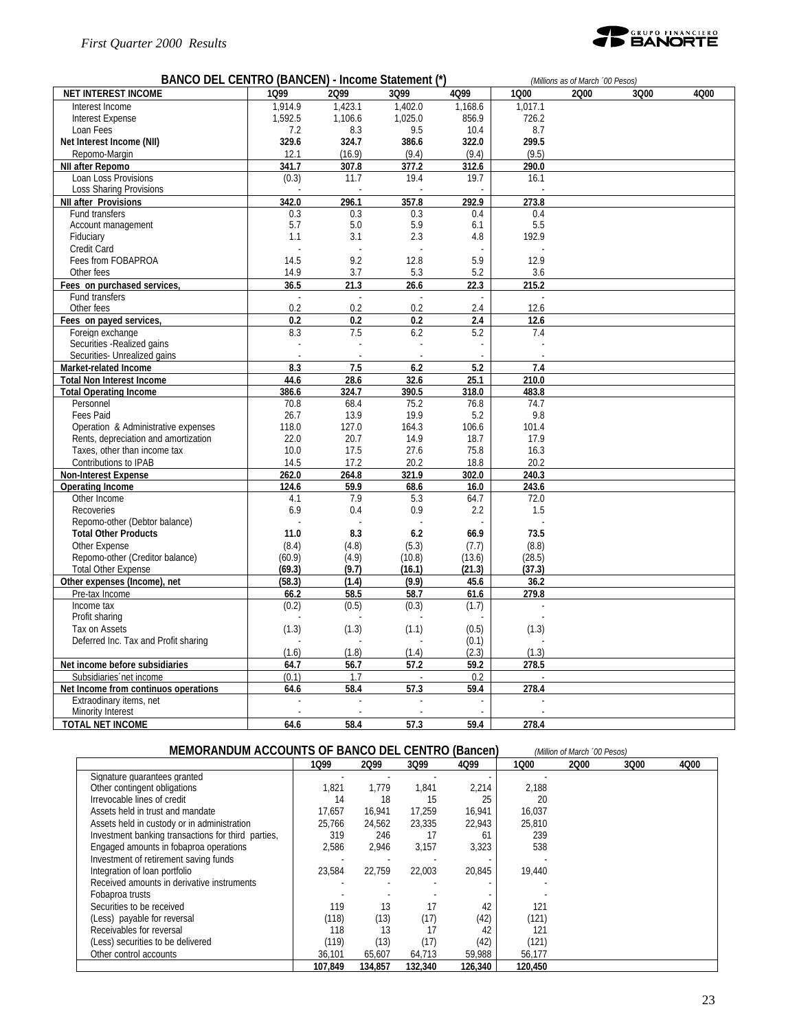## BANCO DEL CENTRO (BANCEN) - Income Statement (*)

*(Millions as of March ´00 Pesos)*

| NET INTEREST INCOME | 1Q99 | 2Q99 | 3Q99 | 4Q99 | 1Q00 | 2Q00 | 3Q00 | 4Q00 |
|---|---|---|---|---|---|---|---|---|
| Interest Income | 1,914.9 | 1,423.1 | 1,402.0 | 1,168.6 | 1,017.1 | | | |
| Interest Expense | 1,592.5 | 1,106.6 | 1,025.0 | 856.9 | 726.2 | | | |
| Loan Fees | 7.2 | 8.3 | 9.5 | 10.4 | 8.7 | | | |
| **Net Interest Income (NII)** | **329.6** | **324.7** | **386.6** | **322.0** | **299.5** | | | |
| Repomo-Margin | 12.1 | (16.9) | (9.4) | (9.4) | (9.5) | | | |
| **NII after Repomo** | **341.7** | **307.8** | **377.2** | **312.6** | **290.0** | | | |
| Loan Loss Provisions | (0.3) | 11.7 | 19.4 | 19.7 | 16.1 | | | |
| Loss Sharing Provisions | - | - | - | - | - | | | |
| **NII after Provisions** | **342.0** | **296.1** | **357.8** | **292.9** | **273.8** | | | |
| Fund transfers | 0.3 | 0.3 | 0.3 | 0.4 | 0.4 | | | |
| Account management | 5.7 | 5.0 | 5.9 | 6.1 | 5.5 | | | |
| Fiduciary | 1.1 | 3.1 | 2.3 | 4.8 | 192.9 | | | |
| Credit Card | - | - | - | - | - | | | |
| Fees from FOBAPROA | 14.5 | 9.2 | 12.8 | 5.9 | 12.9 | | | |
| Other fees | 14.9 | 3.7 | 5.3 | 5.2 | 3.6 | | | |
| **Fees on purchased services,** | **36.5** | **21.3** | **26.6** | **22.3** | **215.2** | | | |
| Fund transfers | - | - | - | - | - | | | |
| Other fees | 0.2 | 0.2 | 0.2 | 2.4 | 12.6 | | | |
| **Fees on payed services,** | **0.2** | **0.2** | **0.2** | **2.4** | **12.6** | | | |
| Foreign exchange | 8.3 | 7.5 | 6.2 | 5.2 | 7.4 | | | |
| Securities -Realized gains | - | - | - | - | - | | | |
| Securities- Unrealized gains | - | - | - | - | - | | | |
| **Market-related Income** | **8.3** | **7.5** | **6.2** | **5.2** | **7.4** | | | |
| **Total Non Interest Income** | **44.6** | **28.6** | **32.6** | **25.1** | **210.0** | | | |
| **Total Operating Income** | **386.6** | **324.7** | **390.5** | **318.0** | **483.8** | | | |
| Personnel | 70.8 | 68.4 | 75.2 | 76.8 | 74.7 | | | |
| Fees Paid | 26.7 | 13.9 | 19.9 | 5.2 | 9.8 | | | |
| Operation & Administrative expenses | 118.0 | 127.0 | 164.3 | 106.6 | 101.4 | | | |
| Rents, depreciation and amortization | 22.0 | 20.7 | 14.9 | 18.7 | 17.9 | | | |
| Taxes, other than income tax | 10.0 | 17.5 | 27.6 | 75.8 | 16.3 | | | |
| Contributions to IPAB | 14.5 | 17.2 | 20.2 | 18.8 | 20.2 | | | |
| **Non-Interest Expense** | **262.0** | **264.8** | **321.9** | **302.0** | **240.3** | | | |
| **Operating Income** | **124.6** | **59.9** | **68.6** | **16.0** | **243.6** | | | |
| Other Income | 4.1 | 7.9 | 5.3 | 64.7 | 72.0 | | | |
| Recoveries | 6.9 | 0.4 | 0.9 | 2.2 | 1.5 | | | |
| Repomo-other (Debtor balance) | - | - | - | - | - | | | |
| **Total Other Products** | **11.0** | **8.3** | **6.2** | **66.9** | **73.5** | | | |
| Other Expense | (8.4) | (4.8) | (5.3) | (7.7) | (8.8) | | | |
| Repomo-other (Creditor balance) | (60.9) | (4.9) | (10.8) | (13.6) | (28.5) | | | |
| Total Other Expense | (69.3) | (9.7) | (16.1) | (21.3) | (37.3) | | | |
| **Other expenses (Income), net** | **(58.3)** | **(1.4)** | **(9.9)** | **45.6** | **36.2** | | | |
| Pre-tax Income | 66.2 | 58.5 | 58.7 | 61.6 | 279.8 | | | |
| Income tax | (0.2) | (0.5) | (0.3) | (1.7) | - | | | |
| Profit sharing | - | - | - | - | - | | | |
| Tax on Assets | (1.3) | (1.3) | (1.1) | (0.5) | (1.3) | | | |
| Deferred Inc. Tax and Profit sharing | - | - | - | (0.1) | - | | | |
| | (1.6) | (1.8) | (1.4) | (2.3) | (1.3) | | | |
| **Net income before subsidiaries** | **64.7** | **56.7** | **57.2** | **59.2** | **278.5** | | | |
| Subsidiaries´net income | (0.1) | 1.7 | - | 0.2 | - | | | |
| **Net Income from continuos operations** | **64.6** | **58.4** | **57.3** | **59.4** | **278.4** | | | |
| Extraodinary items, net | - | - | - | - | - | | | |
| Minority Interest | - | - | - | - | - | | | |
| **TOTAL NET INCOME** | **64.6** | **58.4** | **57.3** | **59.4** | **278.4** | | | |

## MEMORANDUM ACCOUNTS OF BANCO DEL CENTRO (Bancen)

*(Million of March ´00 Pesos)*

| | 1Q99 | 2Q99 | 3Q99 | 4Q99 | 1Q00 | 2Q00 | 3Q00 | 4Q00 |
|---|---|---|---|---|---|---|---|---|
| Signature guarantees granted | - | - | - | - | - | | | |
| Other contingent obligations | 1,821 | 1,779 | 1,841 | 2,214 | 2,188 | | | |
| Irrevocable lines of credit | 14 | 18 | 15 | 25 | 20 | | | |
| Assets held in trust and mandate | 17,657 | 16,941 | 17,259 | 16,941 | 16,037 | | | |
| Assets held in custody or in administration | 25,766 | 24,562 | 23,335 | 22,943 | 25,810 | | | |
| Investment banking transactions for third parties, | 319 | 246 | 17 | 61 | 239 | | | |
| Engaged amounts in fobaproa operations | 2,586 | 2,946 | 3,157 | 3,323 | 538 | | | |
| Investment of retirement saving funds | - | - | - | - | - | | | |
| Integration of loan portfolio | 23,584 | 22,759 | 22,003 | 20,845 | 19,440 | | | |
| Received amounts in derivative instruments | - | - | - | - | - | | | |
| Fobaproa trusts | - | - | - | - | - | | | |
| Securities to be received | 119 | 13 | 17 | 42 | 121 | | | |
| (Less) payable for reversal | (118) | (13) | (17) | (42) | (121) | | | |
| Receivables for reversal | 118 | 13 | 17 | 42 | 121 | | | |
| (Less) securities to be delivered | (119) | (13) | (17) | (42) | (121) | | | |
| Other control accounts | 36,101 | 65,607 | 64,713 | 59,988 | 56,177 | | | |
| | **107,849** | **134,857** | **132,340** | **126,340** | **120,450** | | | |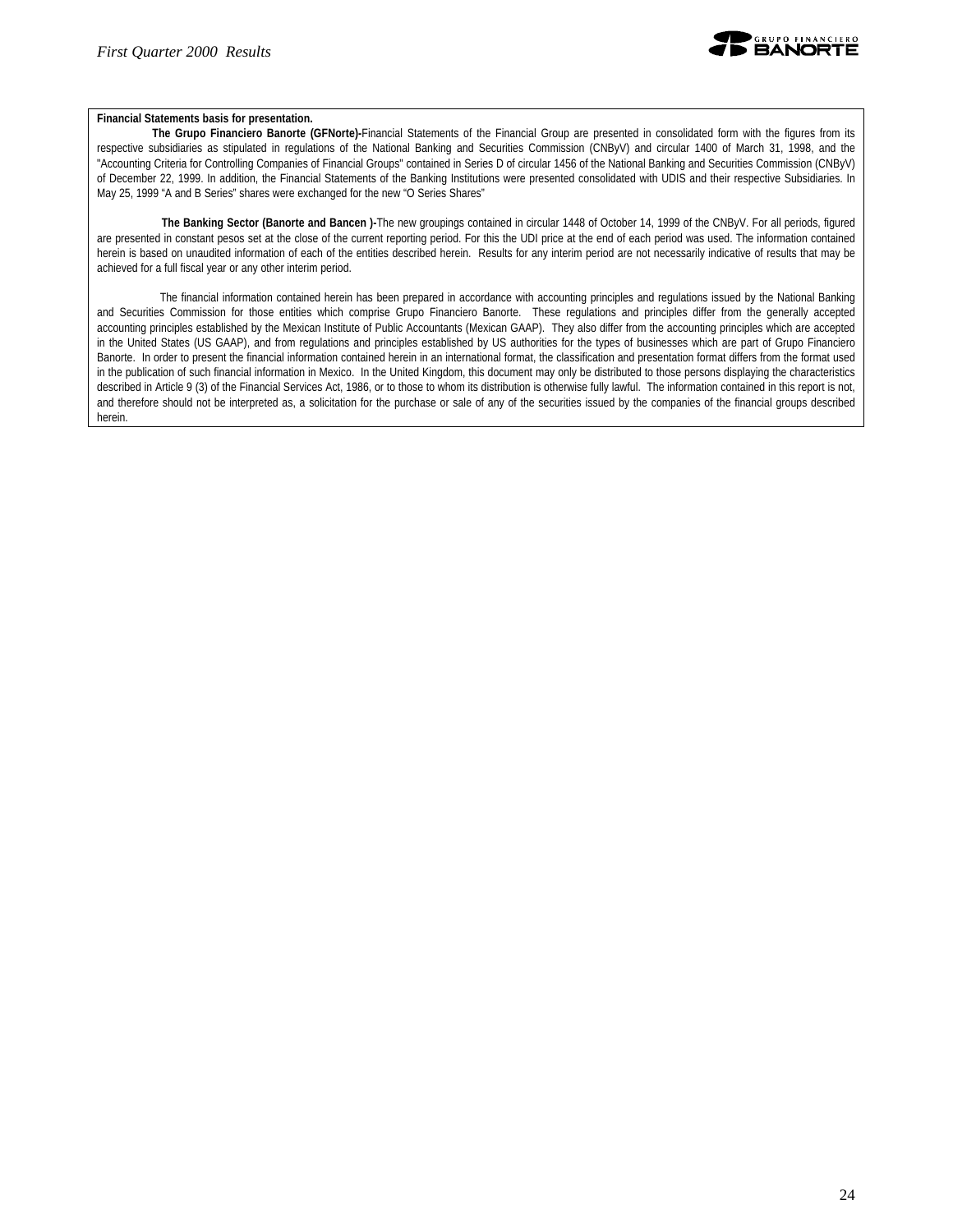**Financial Statements basis for presentation.**

**The Grupo Financiero Banorte (GFNorte)-**Financial Statements of the Financial Group are presented in consolidated form with the figures from its respective subsidiaries as stipulated in regulations of the National Banking and Securities Commission (CNByV) and circular 1400 of March 31, 1998, and the "Accounting Criteria for Controlling Companies of Financial Groups" contained in Series D of circular 1456 of the National Banking and Securities Commission (CNByV) of December 22, 1999. In addition, the Financial Statements of the Banking Institutions were presented consolidated with UDIS and their respective Subsidiaries. In May 25, 1999 "A and B Series" shares were exchanged for the new "O Series Shares"

**The Banking Sector (Banorte and Bancen )-**The new groupings contained in circular 1448 of October 14, 1999 of the CNByV. For all periods, figured are presented in constant pesos set at the close of the current reporting period. For this the UDI price at the end of each period was used. The information contained herein is based on unaudited information of each of the entities described herein. Results for any interim period are not necessarily indicative of results that may be achieved for a full fiscal year or any other interim period.

The financial information contained herein has been prepared in accordance with accounting principles and regulations issued by the National Banking and Securities Commission for those entities which comprise Grupo Financiero Banorte. These regulations and principles differ from the generally accepted accounting principles established by the Mexican Institute of Public Accountants (Mexican GAAP). They also differ from the accounting principles which are accepted in the United States (US GAAP), and from regulations and principles established by US authorities for the types of businesses which are part of Grupo Financiero Banorte. In order to present the financial information contained herein in an international format, the classification and presentation format differs from the format used in the publication of such financial information in Mexico. In the United Kingdom, this document may only be distributed to those persons displaying the characteristics described in Article 9 (3) of the Financial Services Act, 1986, or to those to whom its distribution is otherwise fully lawful. The information contained in this report is not, and therefore should not be interpreted as, a solicitation for the purchase or sale of any of the securities issued by the companies of the financial groups described herein.